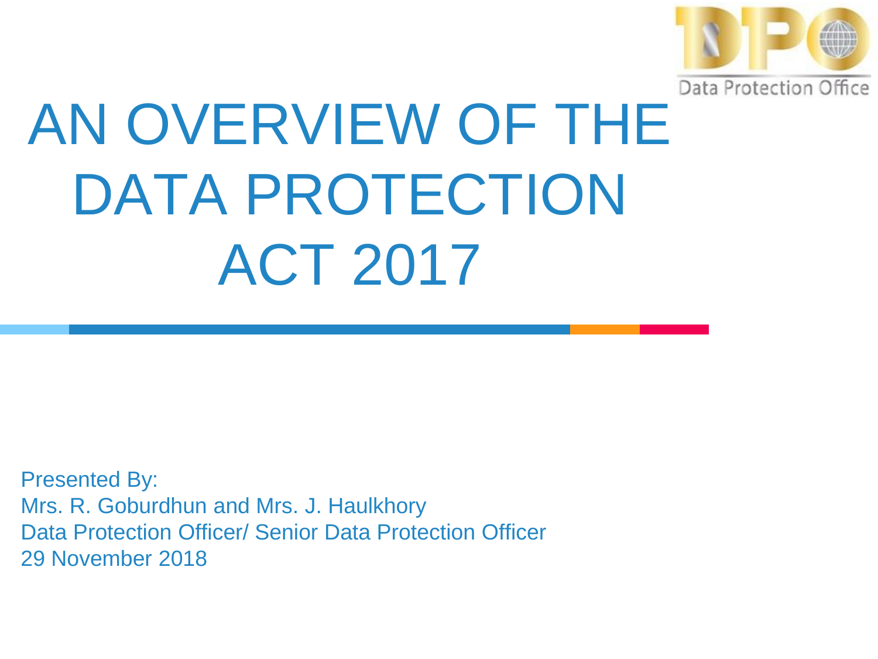Data Protection Office

# AN OVERVIEW OF THE DATA PROTECTION ACT 2017

Presented By:
Mrs. R. Goburdhun and Mrs. J. Haulkhory
Data Protection Officer/ Senior Data Protection Officer
29 November 2018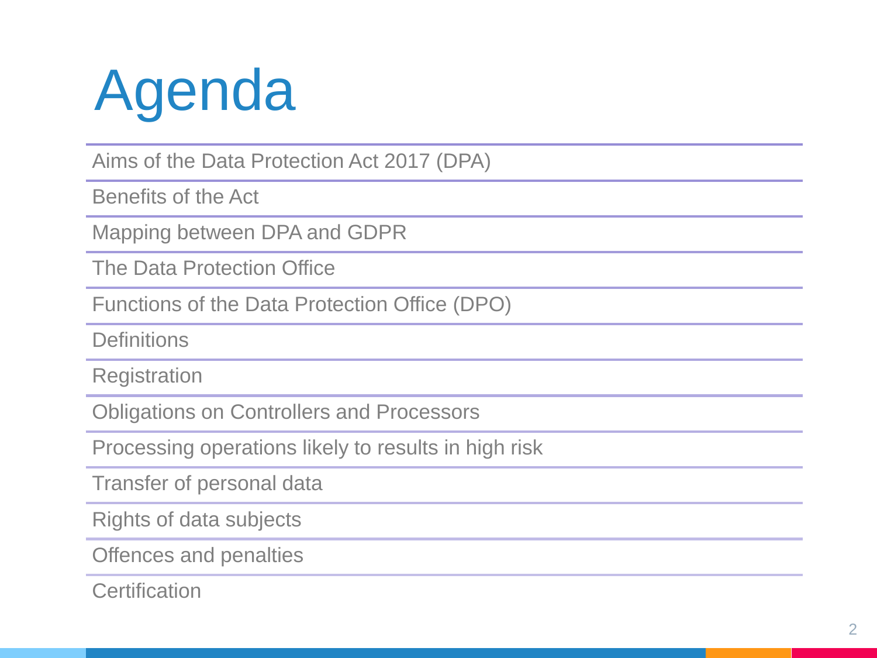# Agenda

- Aims of the Data Protection Act 2017 (DPA)
- Benefits of the Act
- Mapping between DPA and GDPR
- The Data Protection Office
- Functions of the Data Protection Office (DPO)
- Definitions
- Registration
- Obligations on Controllers and Processors
- Processing operations likely to results in high risk
- Transfer of personal data
- Rights of data subjects
- Offences and penalties
- Certification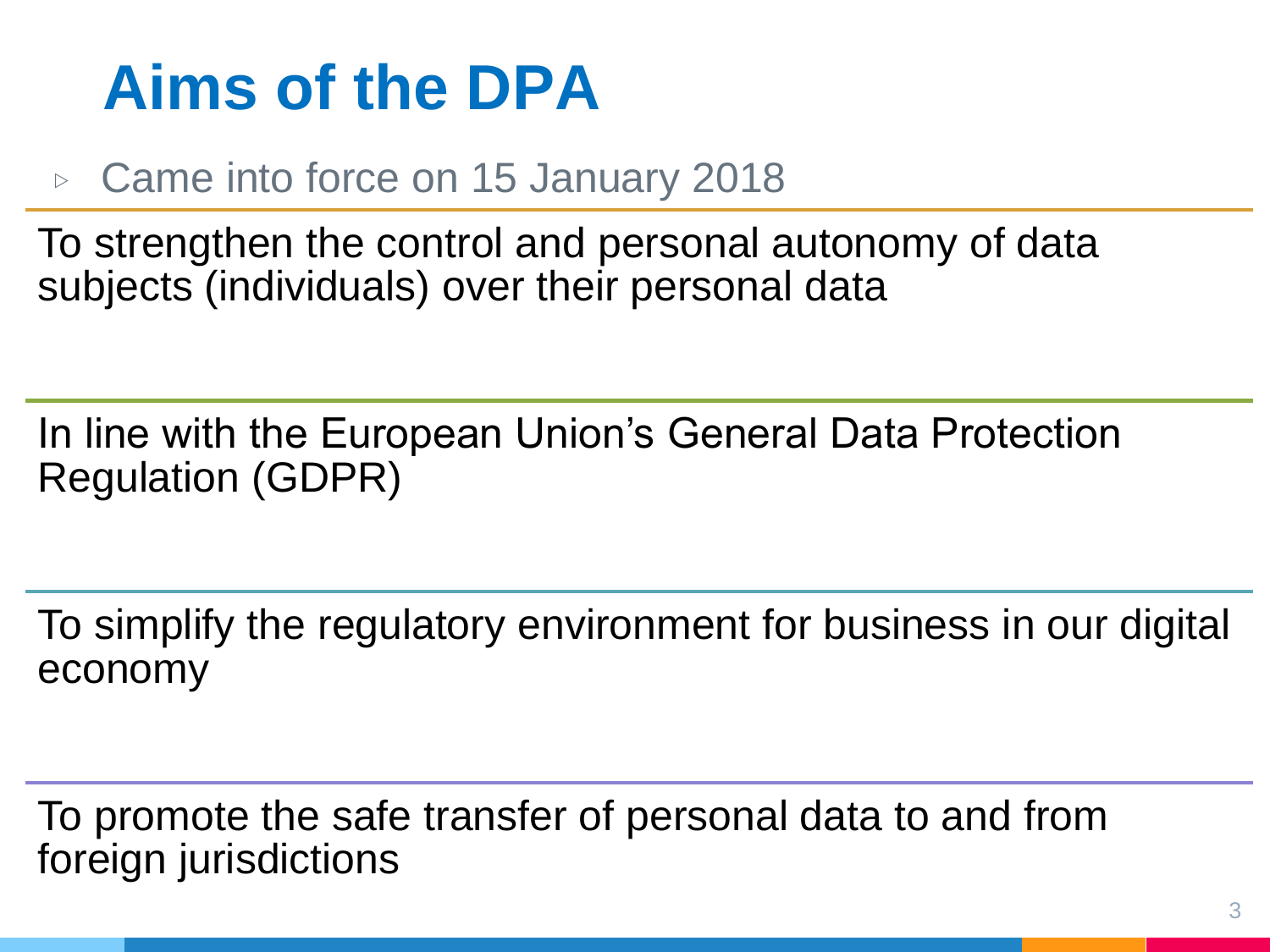# Aims of the DPA

- Came into force on 15 January 2018

To strengthen the control and personal autonomy of data subjects (individuals) over their personal data

In line with the European Union's General Data Protection Regulation (GDPR)

To simplify the regulatory environment for business in our digital economy

To promote the safe transfer of personal data to and from foreign jurisdictions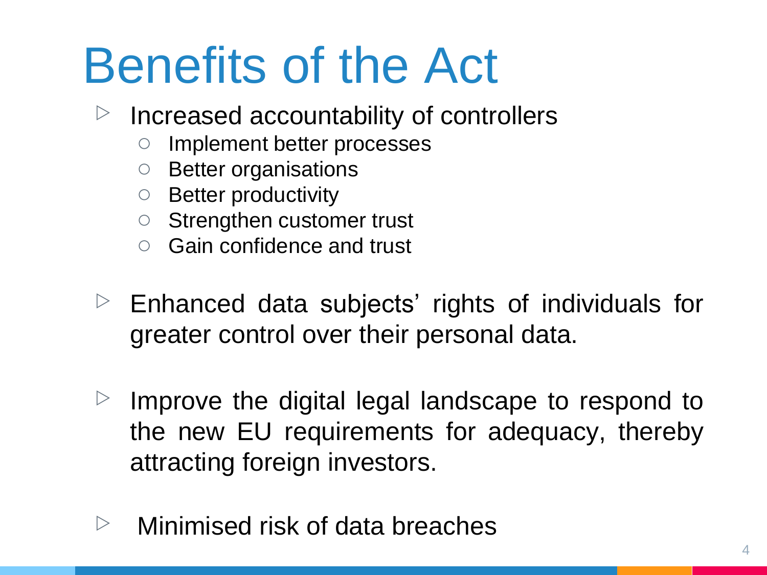# Benefits of the Act

- Increased accountability of controllers
  - Implement better processes
  - Better organisations
  - Better productivity
  - Strengthen customer trust
  - Gain confidence and trust

- Enhanced data subjects' rights of individuals for greater control over their personal data.

- Improve the digital legal landscape to respond to the new EU requirements for adequacy, thereby attracting foreign investors.

- Minimised risk of data breaches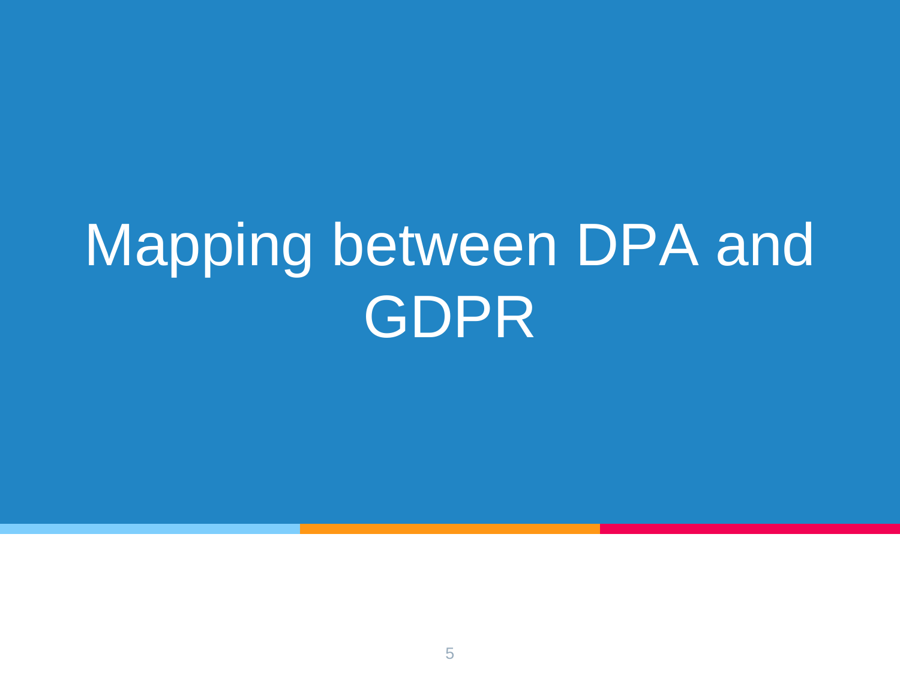# Mapping between DPA and GDPR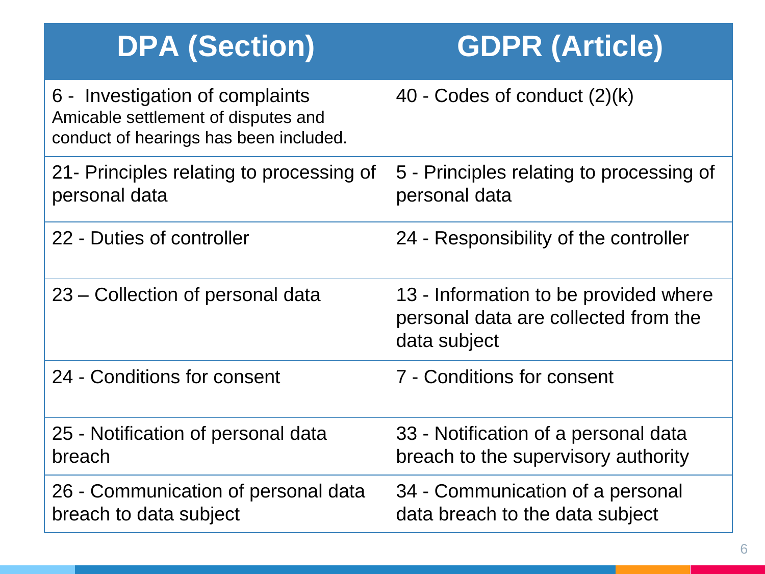| DPA (Section) | GDPR (Article) |
|---|---|
| 6 - Investigation of complaints<br>Amicable settlement of disputes and conduct of hearings has been included. | 40 - Codes of conduct (2)(k) |
| 21- Principles relating to processing of personal data | 5 - Principles relating to processing of personal data |
| 22 - Duties of controller | 24 - Responsibility of the controller |
| 23 – Collection of personal data | 13 - Information to be provided where personal data are collected from the data subject |
| 24 - Conditions for consent | 7 - Conditions for consent |
| 25 - Notification of personal data breach | 33 - Notification of a personal data breach to the supervisory authority |
| 26 - Communication of personal data breach to data subject | 34 - Communication of a personal data breach to the data subject |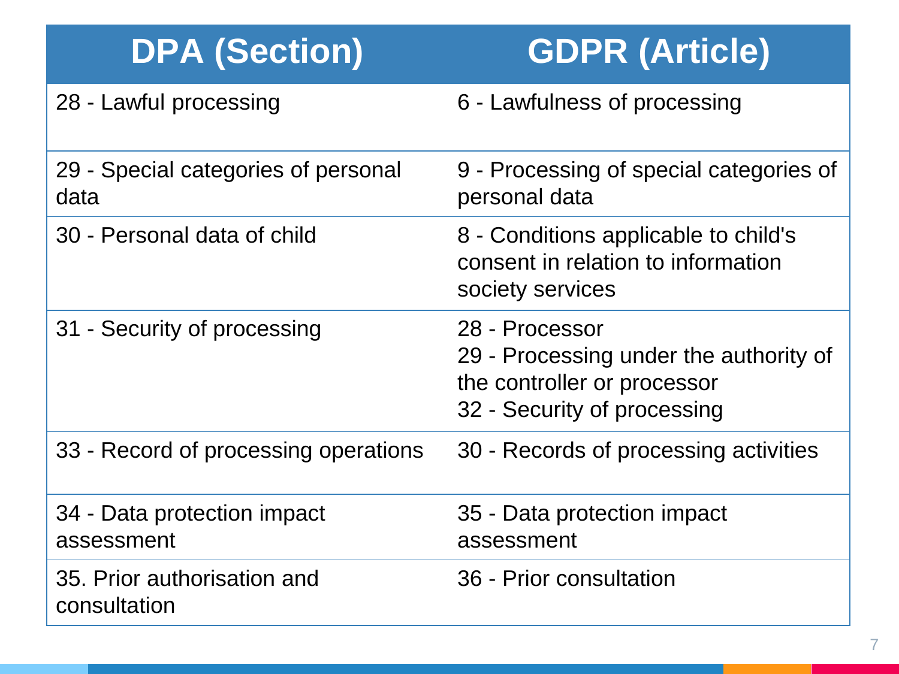| DPA (Section) | GDPR (Article) |
| --- | --- |
| 28 - Lawful processing | 6 - Lawfulness of processing |
| 29 - Special categories of personal data | 9 - Processing of special categories of personal data |
| 30 - Personal data of child | 8 - Conditions applicable to child's consent in relation to information society services |
| 31 - Security of processing | 28 - Processor<br>29 - Processing under the authority of the controller or processor<br>32 - Security of processing |
| 33 - Record of processing operations | 30 - Records of processing activities |
| 34 - Data protection impact assessment | 35 - Data protection impact assessment |
| 35. Prior authorisation and consultation | 36 - Prior consultation |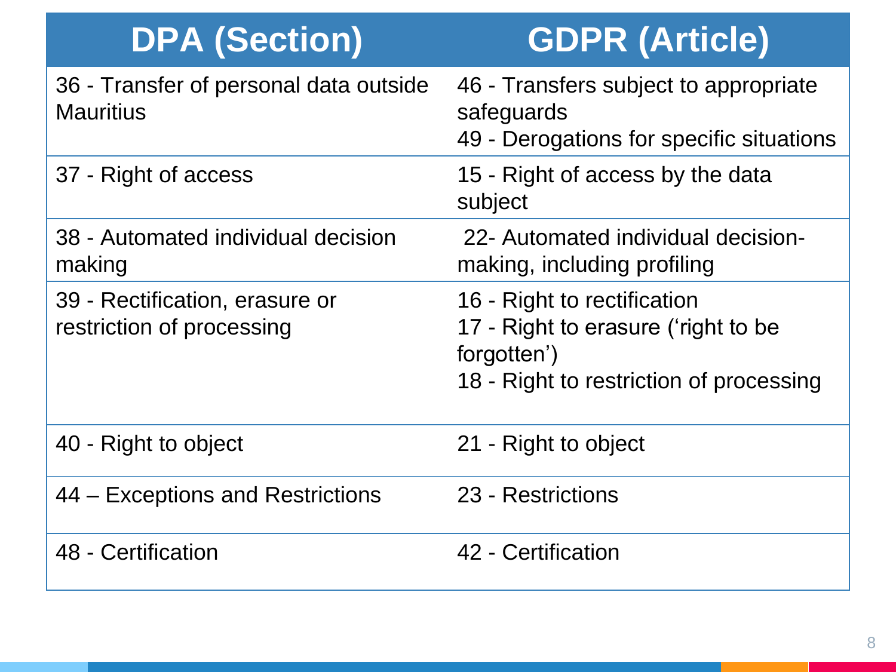| DPA (Section) | GDPR (Article) |
| --- | --- |
| 36 - Transfer of personal data outside Mauritius | 46 - Transfers subject to appropriate safeguards<br>49 - Derogations for specific situations |
| 37 - Right of access | 15 - Right of access by the data subject |
| 38 - Automated individual decision making | 22- Automated individual decision-making, including profiling |
| 39 - Rectification, erasure or restriction of processing | 16 - Right to rectification<br>17 - Right to erasure (‘right to be forgotten’)<br>18 - Right to restriction of processing |
| 40 - Right to object | 21 - Right to object |
| 44 – Exceptions and Restrictions | 23 - Restrictions |
| 48 - Certification | 42 - Certification |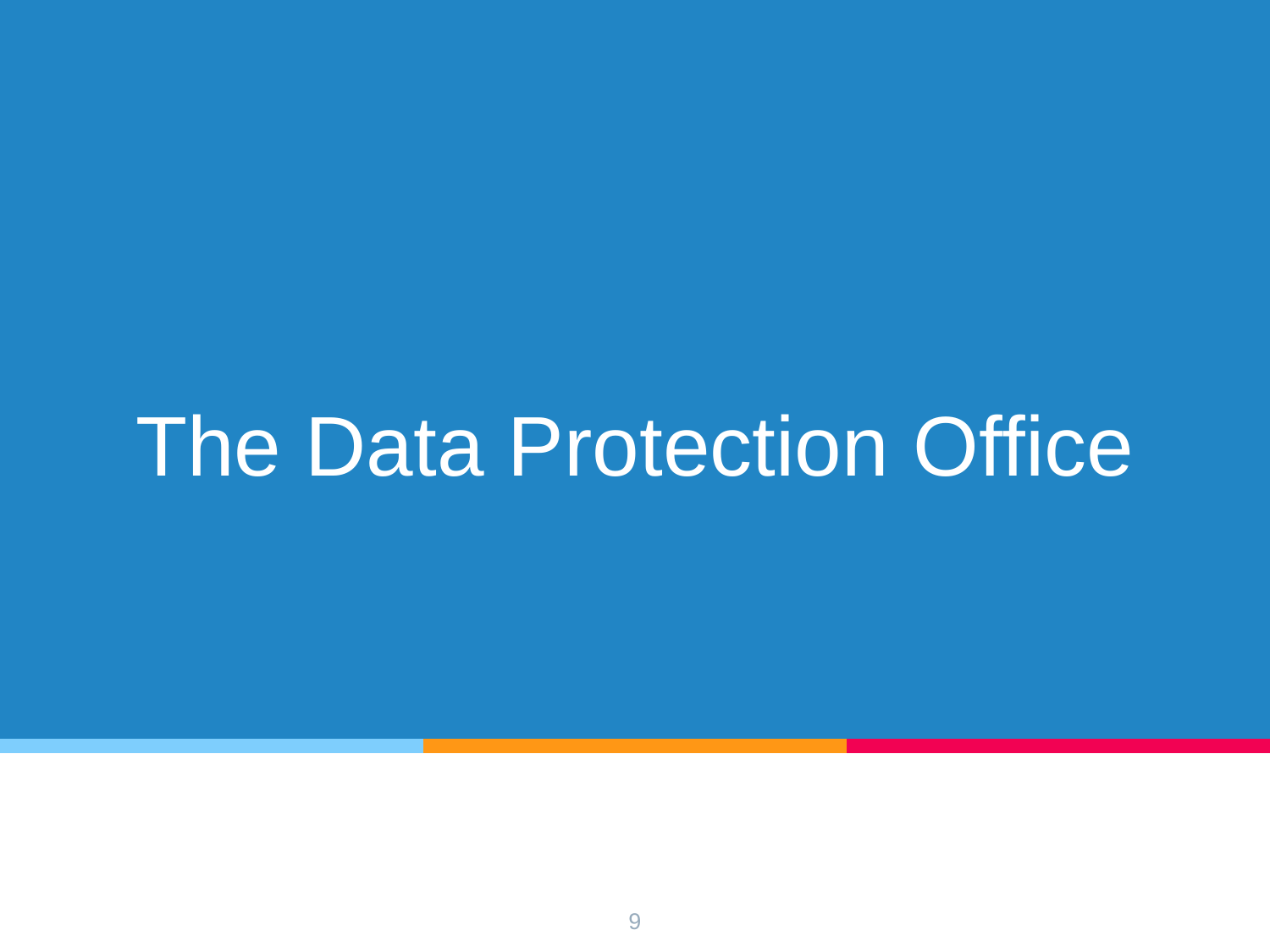# The Data Protection Office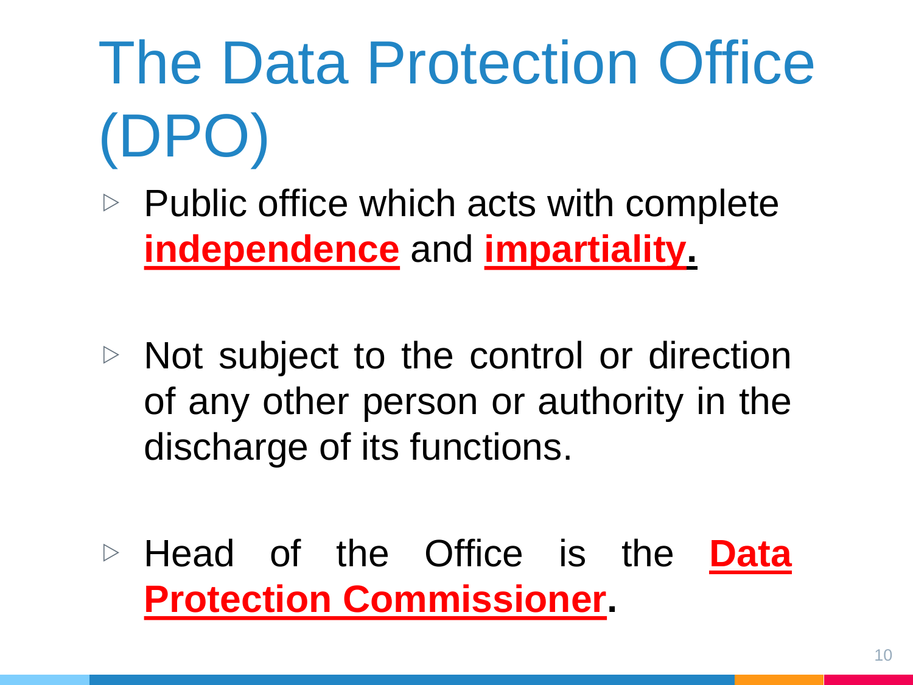# The Data Protection Office (DPO)

- Public office which acts with complete **independence** and **impartiality.**

- Not subject to the control or direction of any other person or authority in the discharge of its functions.

- Head of the Office is the **Data Protection Commissioner**.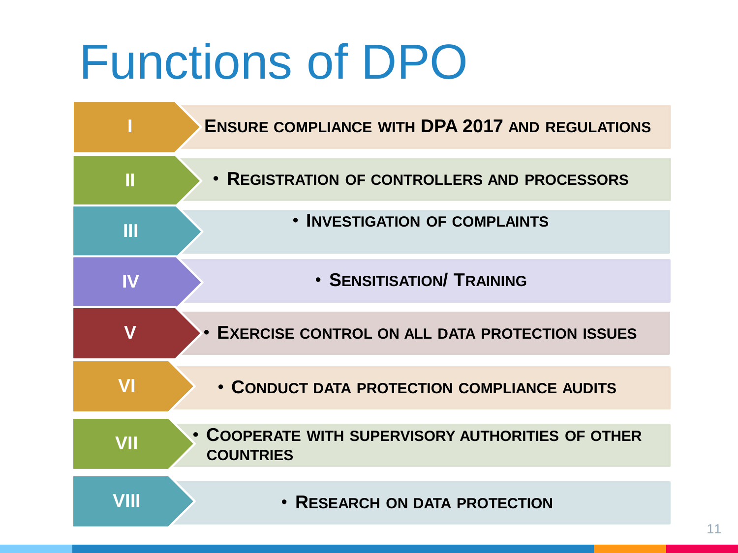# Functions of DPO

- **I** — **ENSURE COMPLIANCE WITH DPA 2017 AND REGULATIONS**
- **II** — **REGISTRATION OF CONTROLLERS AND PROCESSORS**
- **III** — **INVESTIGATION OF COMPLAINTS**
- **IV** — **SENSITISATION/ TRAINING**
- **V** — **EXERCISE CONTROL ON ALL DATA PROTECTION ISSUES**
- **VI** — **CONDUCT DATA PROTECTION COMPLIANCE AUDITS**
- **VII** — **COOPERATE WITH SUPERVISORY AUTHORITIES OF OTHER COUNTRIES**
- **VIII** — **RESEARCH ON DATA PROTECTION**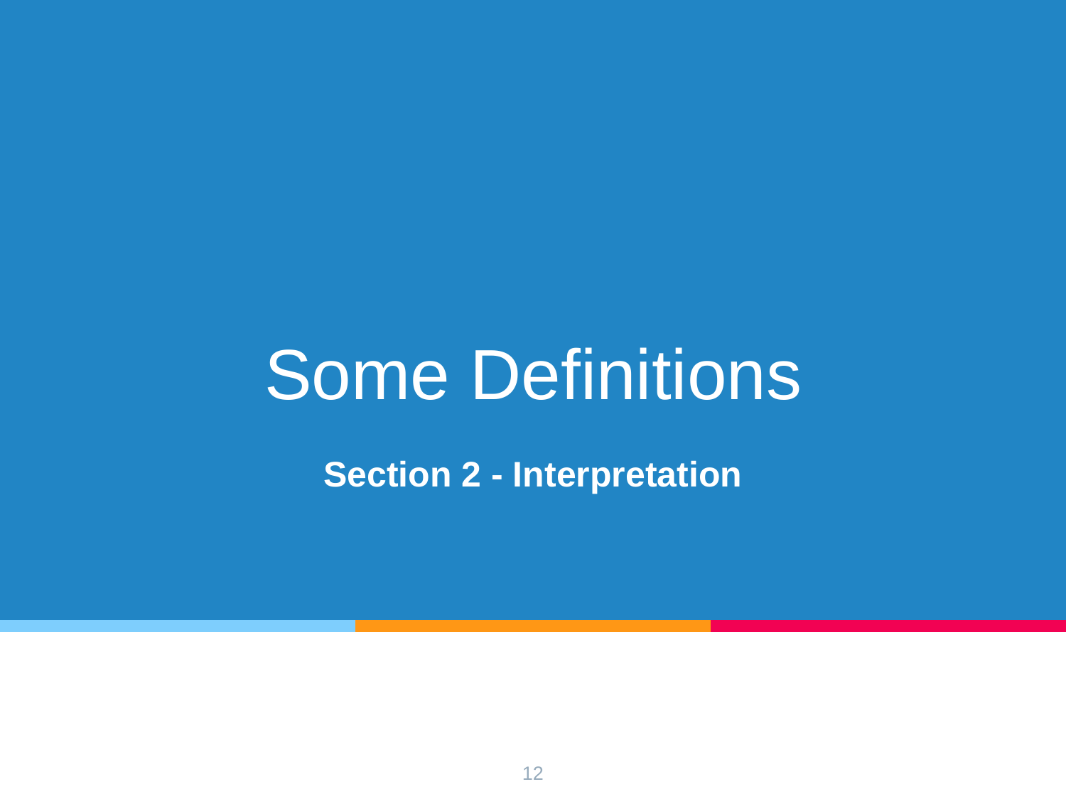# Some Definitions

**Section 2 - Interpretation**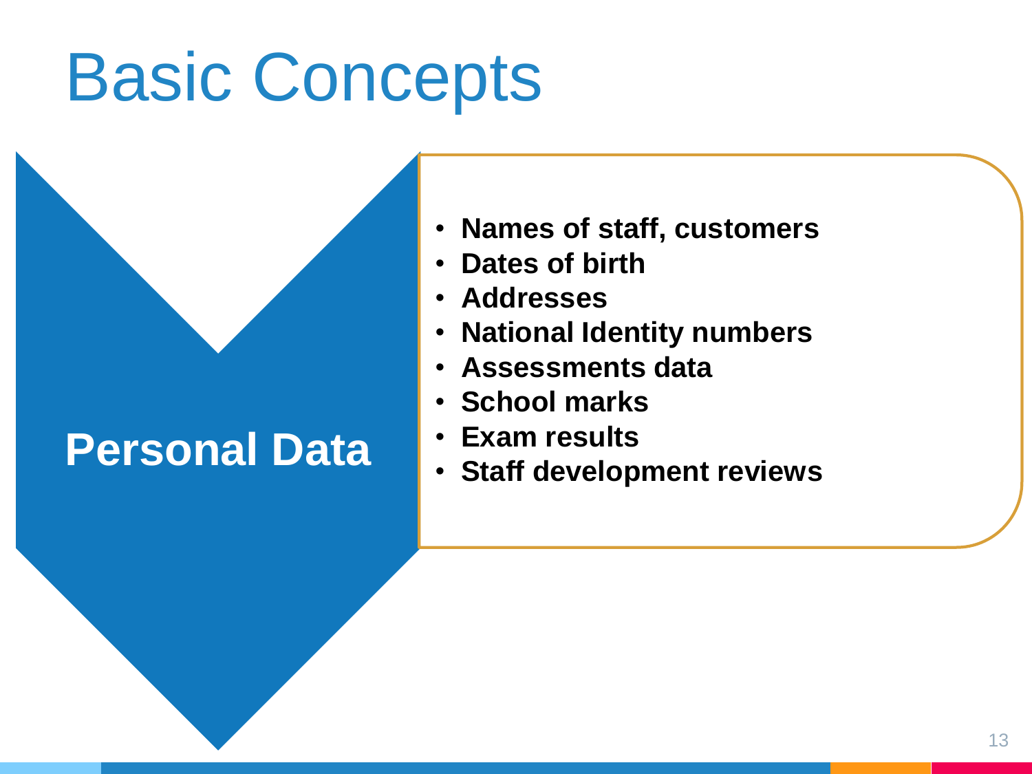# Basic Concepts

**Personal Data**

- **Names of staff, customers**
- **Dates of birth**
- **Addresses**
- **National Identity numbers**
- **Assessments data**
- **School marks**
- **Exam results**
- **Staff development reviews**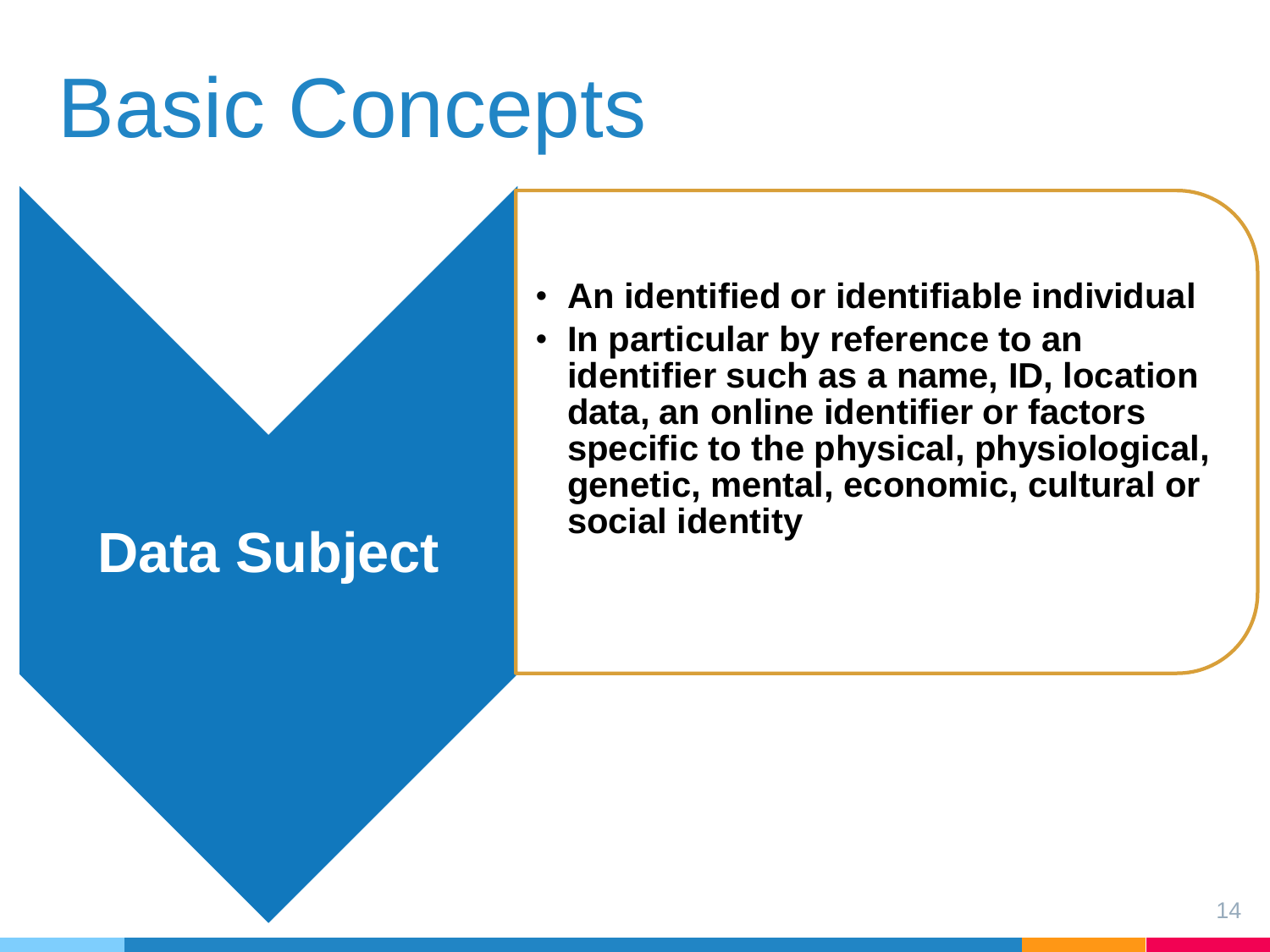# Basic Concepts

## Data Subject

- **An identified or identifiable individual**
- **In particular by reference to an identifier such as a name, ID, location data, an online identifier or factors specific to the physical, physiological, genetic, mental, economic, cultural or social identity**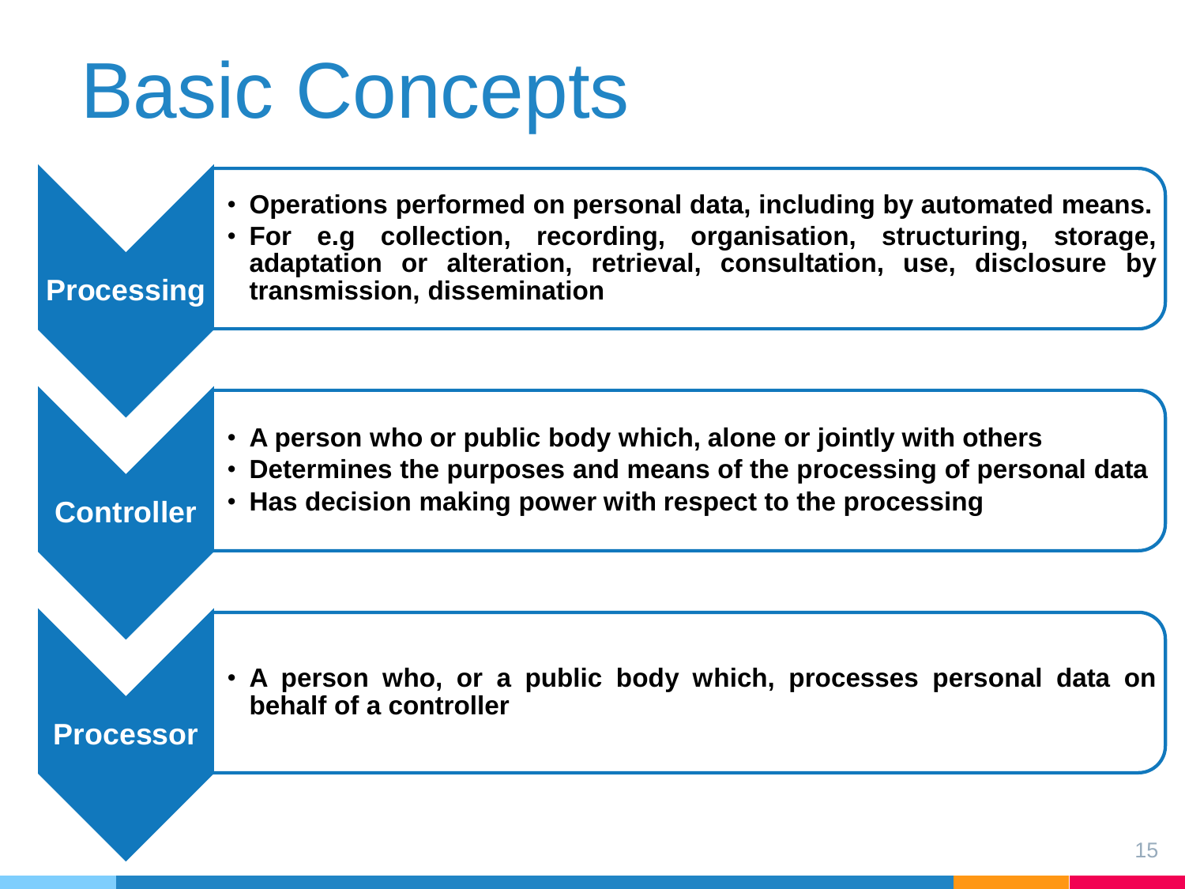# Basic Concepts

### Processing

- **Operations performed on personal data, including by automated means.**
- **For e.g collection, recording, organisation, structuring, storage, adaptation or alteration, retrieval, consultation, use, disclosure by transmission, dissemination**

### Controller

- **A person who or public body which, alone or jointly with others**
- **Determines the purposes and means of the processing of personal data**
- **Has decision making power with respect to the processing**

### Processor

- **A person who, or a public body which, processes personal data on behalf of a controller**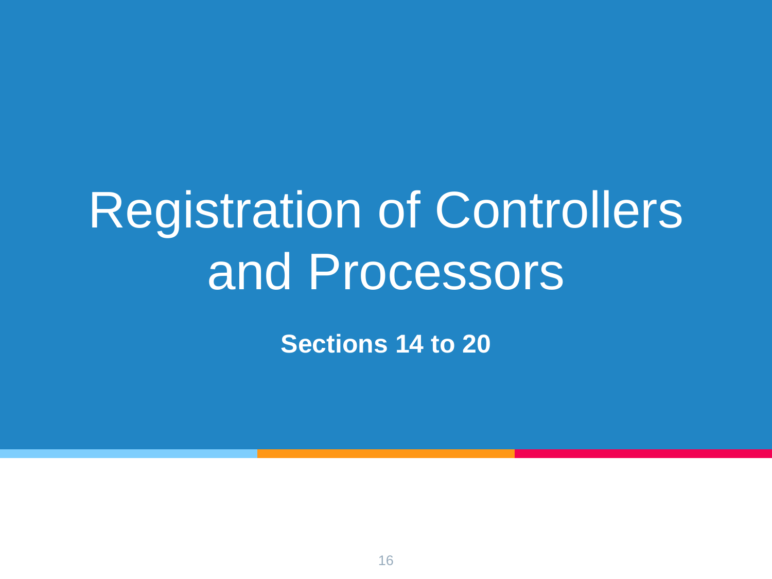# Registration of Controllers and Processors

**Sections 14 to 20**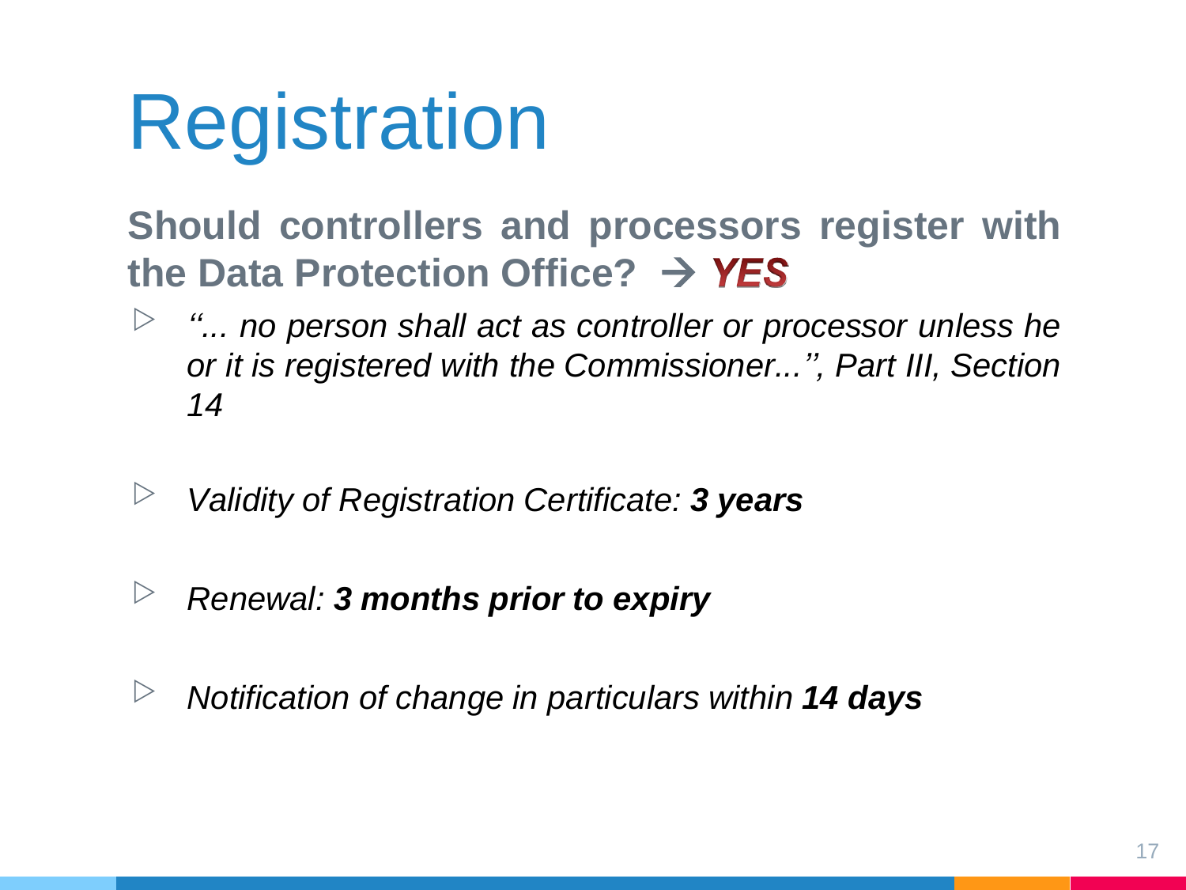# Registration

**Should controllers and processors register with the Data Protection Office? → *YES***

- *"... no person shall act as controller or processor unless he or it is registered with the Commissioner...'', Part III, Section 14*

- *Validity of Registration Certificate: **3 years***

- *Renewal: **3 months prior to expiry***

- *Notification of change in particulars within **14 days***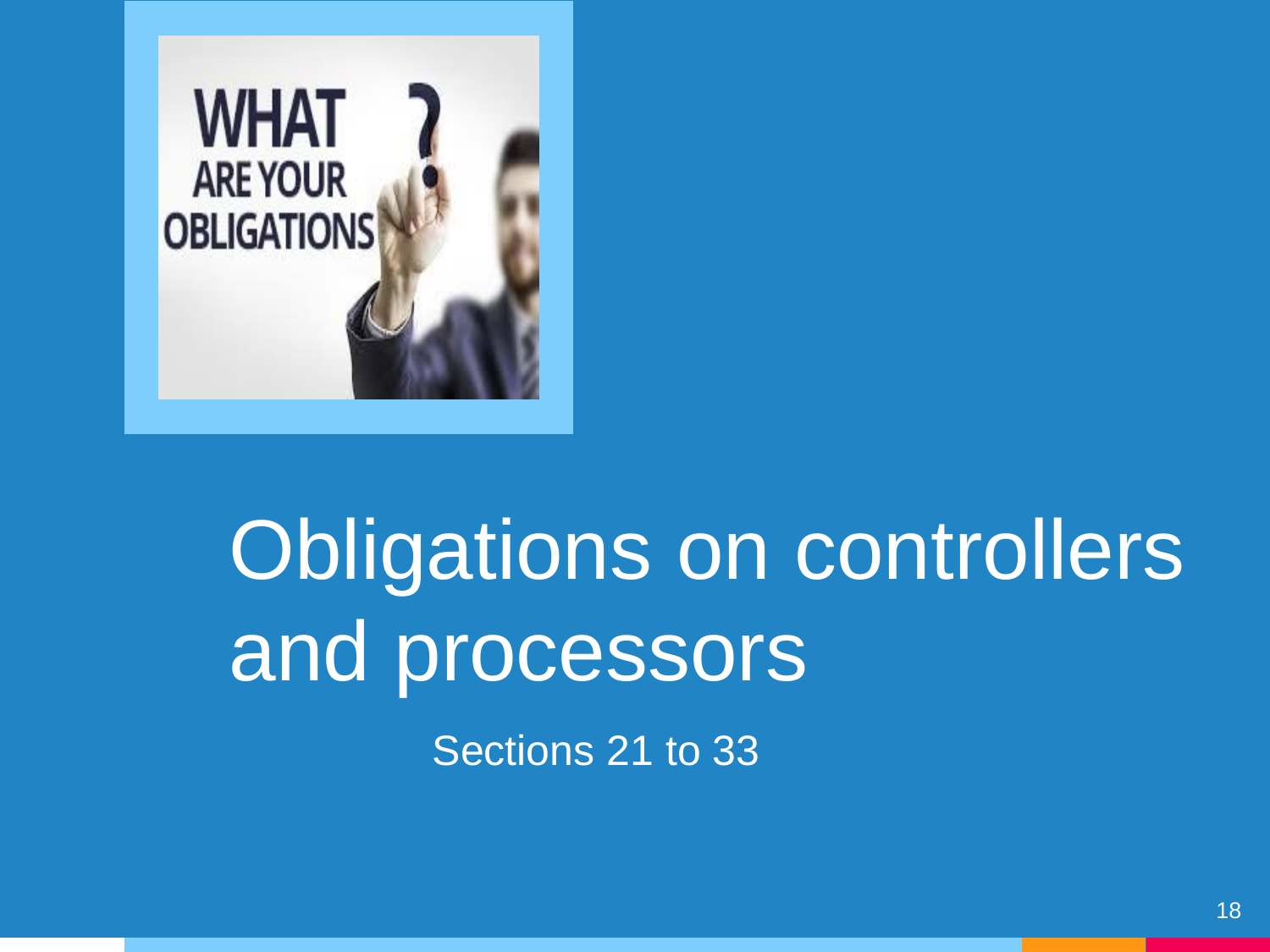# Obligations on controllers and processors

Sections 21 to 33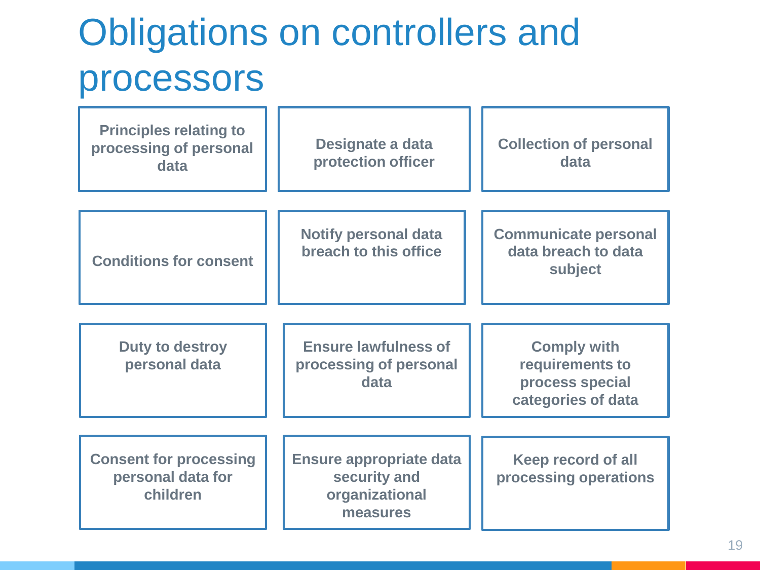# Obligations on controllers and processors

- Principles relating to processing of personal data
- Designate a data protection officer
- Collection of personal data
- Conditions for consent
- Notify personal data breach to this office
- Communicate personal data breach to data subject
- Duty to destroy personal data
- Ensure lawfulness of processing of personal data
- Comply with requirements to process special categories of data
- Consent for processing personal data for children
- Ensure appropriate data security and organizational measures
- Keep record of all processing operations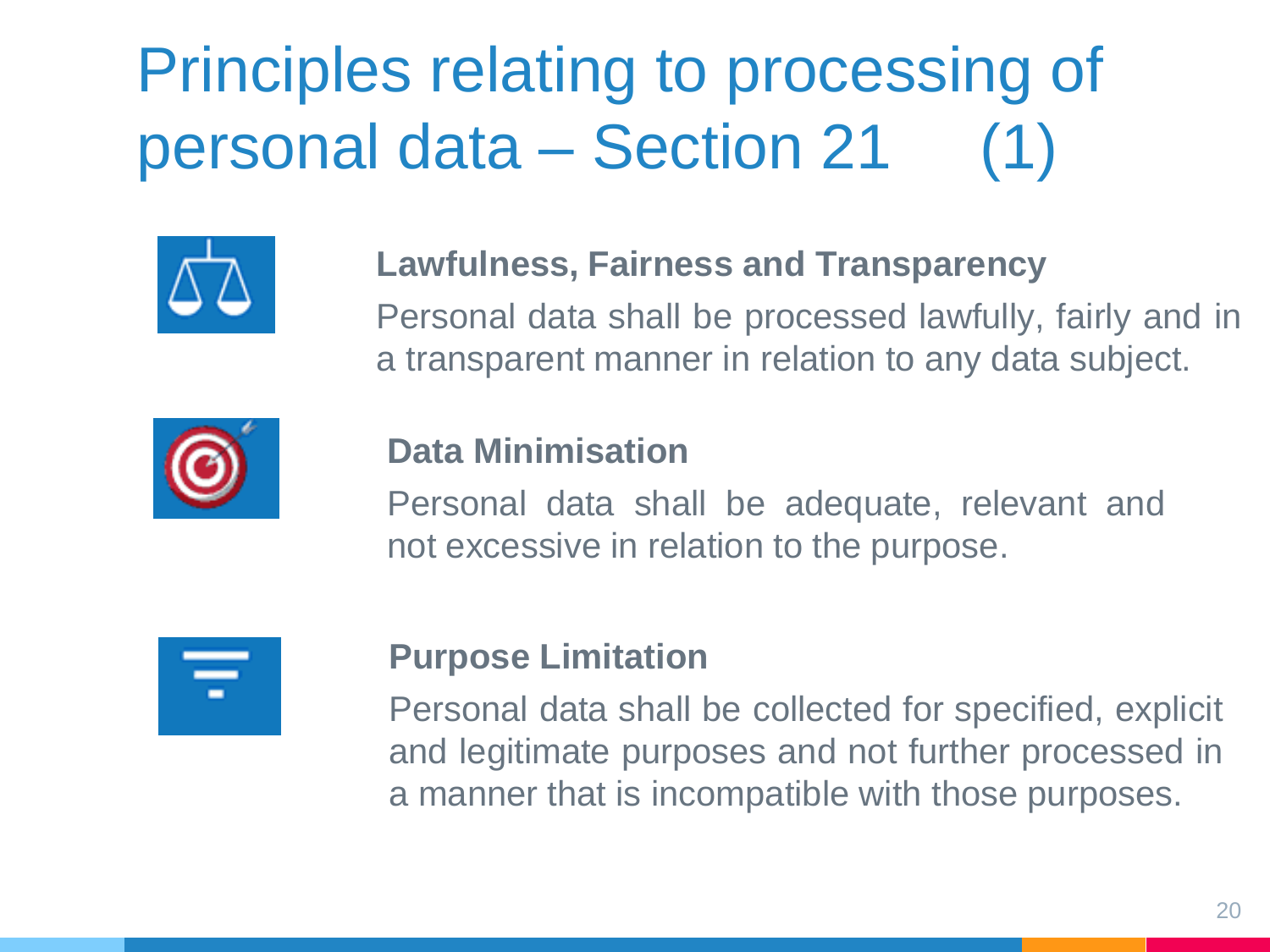# Principles relating to processing of personal data – Section 21 (1)

**Lawfulness, Fairness and Transparency**

Personal data shall be processed lawfully, fairly and in a transparent manner in relation to any data subject.

**Data Minimisation**

Personal data shall be adequate, relevant and not excessive in relation to the purpose.

**Purpose Limitation**

Personal data shall be collected for specified, explicit and legitimate purposes and not further processed in a manner that is incompatible with those purposes.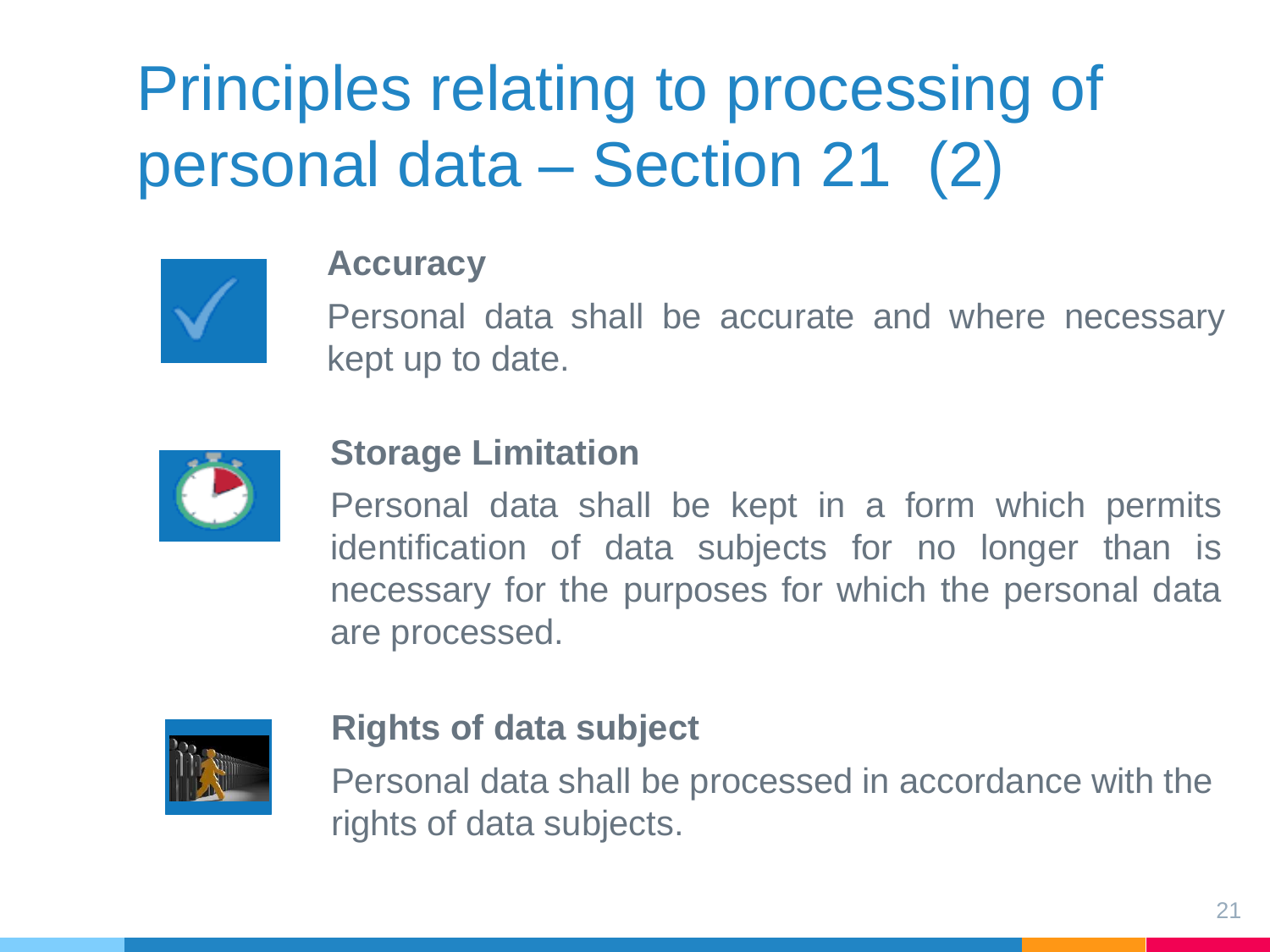# Principles relating to processing of personal data – Section 21 (2)

**Accuracy**

Personal data shall be accurate and where necessary kept up to date.

**Storage Limitation**

Personal data shall be kept in a form which permits identification of data subjects for no longer than is necessary for the purposes for which the personal data are processed.

**Rights of data subject**

Personal data shall be processed in accordance with the rights of data subjects.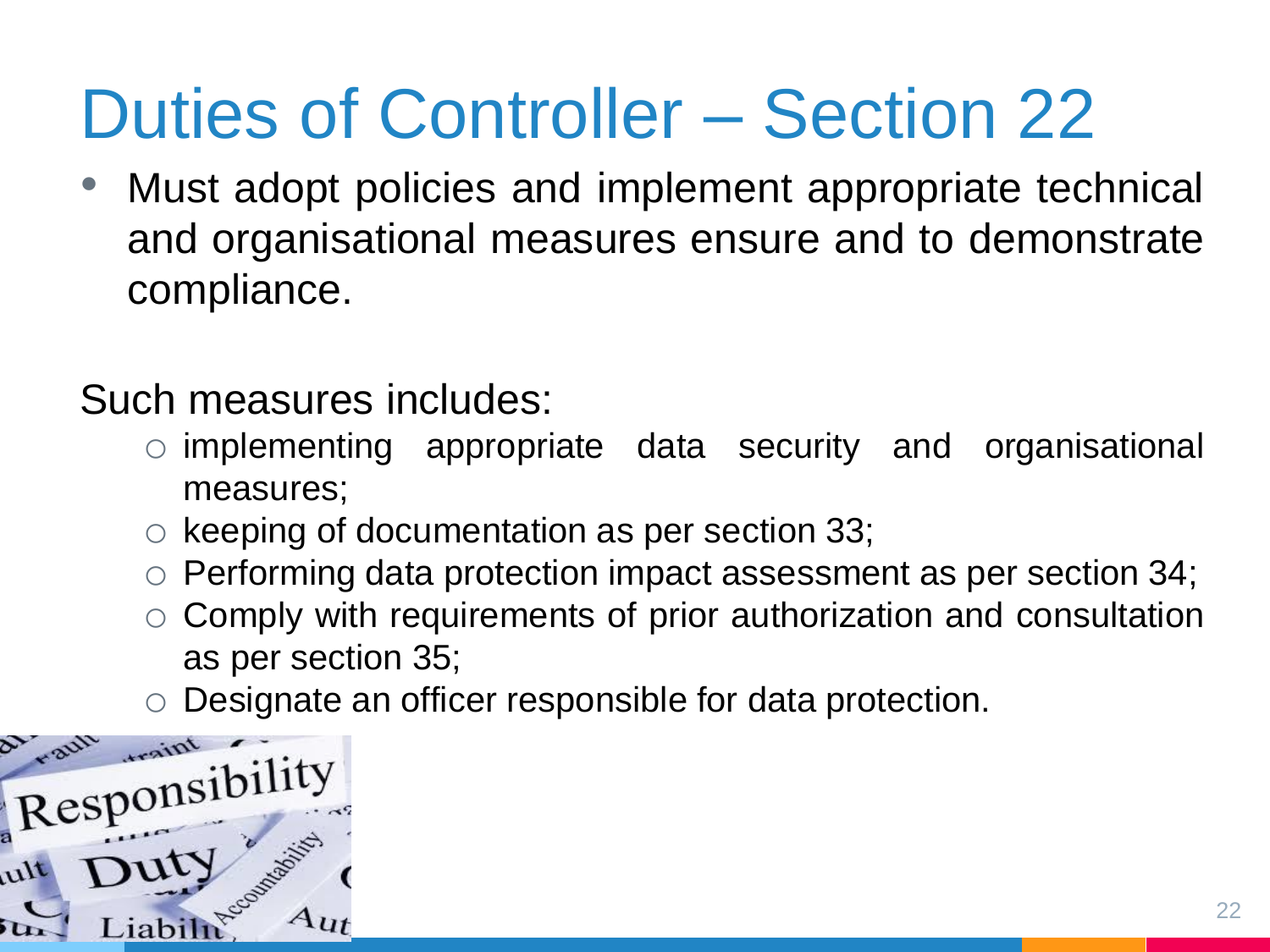# Duties of Controller – Section 22

- Must adopt policies and implement appropriate technical and organisational measures ensure and to demonstrate compliance.

Such measures includes:

- implementing appropriate data security and organisational measures;
- keeping of documentation as per section 33;
- Performing data protection impact assessment as per section 34;
- Comply with requirements of prior authorization and consultation as per section 35;
- Designate an officer responsible for data protection.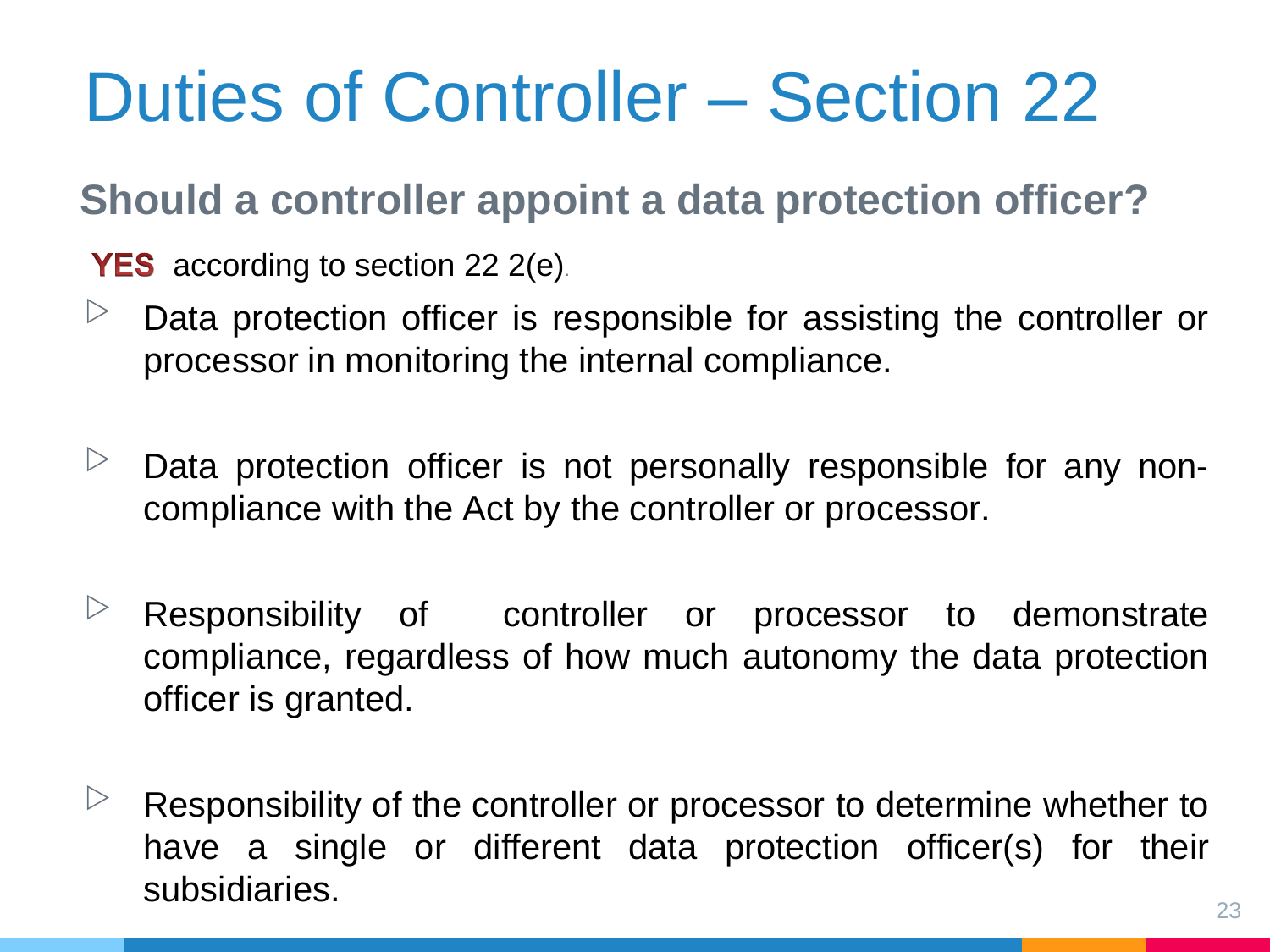# Duties of Controller – Section 22

## Should a controller appoint a data protection officer?

**YES** according to section 22 2(e).

- Data protection officer is responsible for assisting the controller or processor in monitoring the internal compliance.
- Data protection officer is not personally responsible for any non-compliance with the Act by the controller or processor.
- Responsibility of controller or processor to demonstrate compliance, regardless of how much autonomy the data protection officer is granted.
- Responsibility of the controller or processor to determine whether to have a single or different data protection officer(s) for their subsidiaries.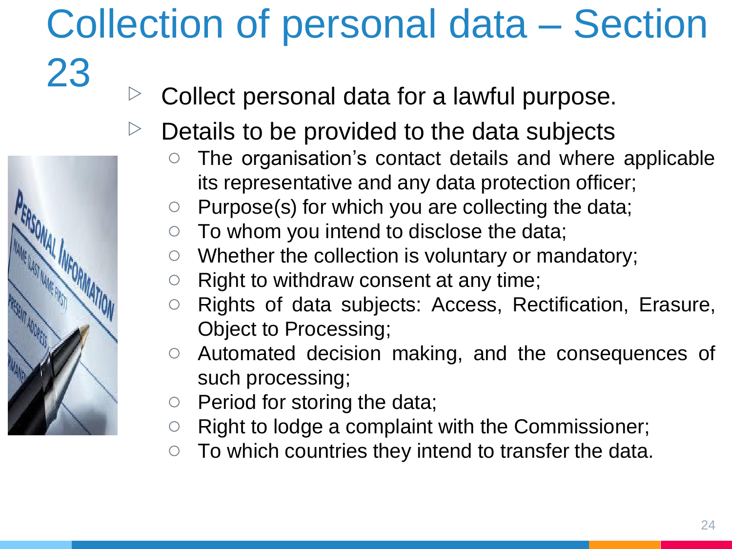# Collection of personal data – Section 23

- Collect personal data for a lawful purpose.
- Details to be provided to the data subjects
  - The organisation's contact details and where applicable its representative and any data protection officer;
  - Purpose(s) for which you are collecting the data;
  - To whom you intend to disclose the data;
  - Whether the collection is voluntary or mandatory;
  - Right to withdraw consent at any time;
  - Rights of data subjects: Access, Rectification, Erasure, Object to Processing;
  - Automated decision making, and the consequences of such processing;
  - Period for storing the data;
  - Right to lodge a complaint with the Commissioner;
  - To which countries they intend to transfer the data.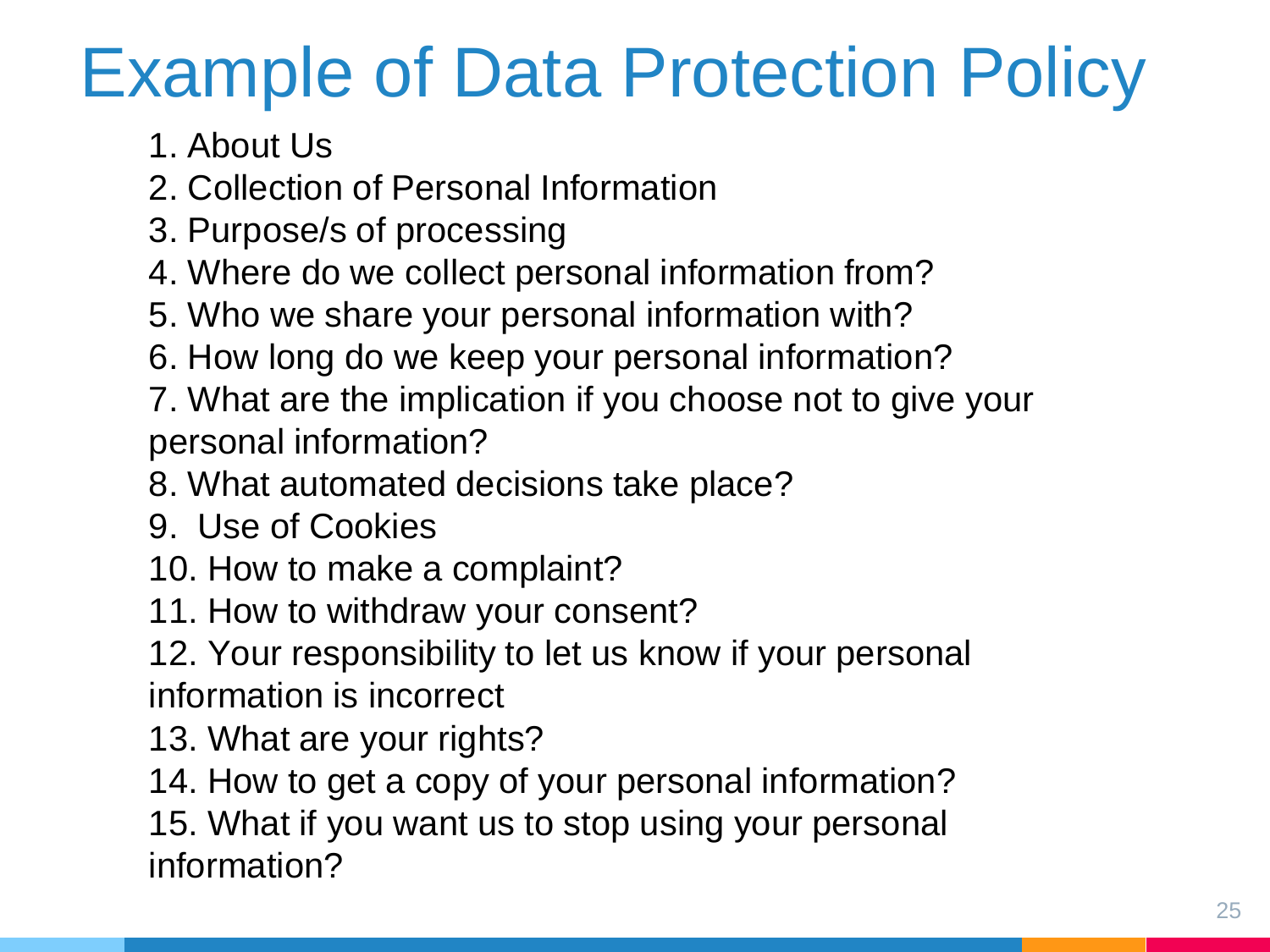# Example of Data Protection Policy

1. About Us
2. Collection of Personal Information
3. Purpose/s of processing
4. Where do we collect personal information from?
5. Who we share your personal information with?
6. How long do we keep your personal information?
7. What are the implication if you choose not to give your personal information?
8. What automated decisions take place?
9. Use of Cookies
10. How to make a complaint?
11. How to withdraw your consent?
12. Your responsibility to let us know if your personal information is incorrect
13. What are your rights?
14. How to get a copy of your personal information?
15. What if you want us to stop using your personal information?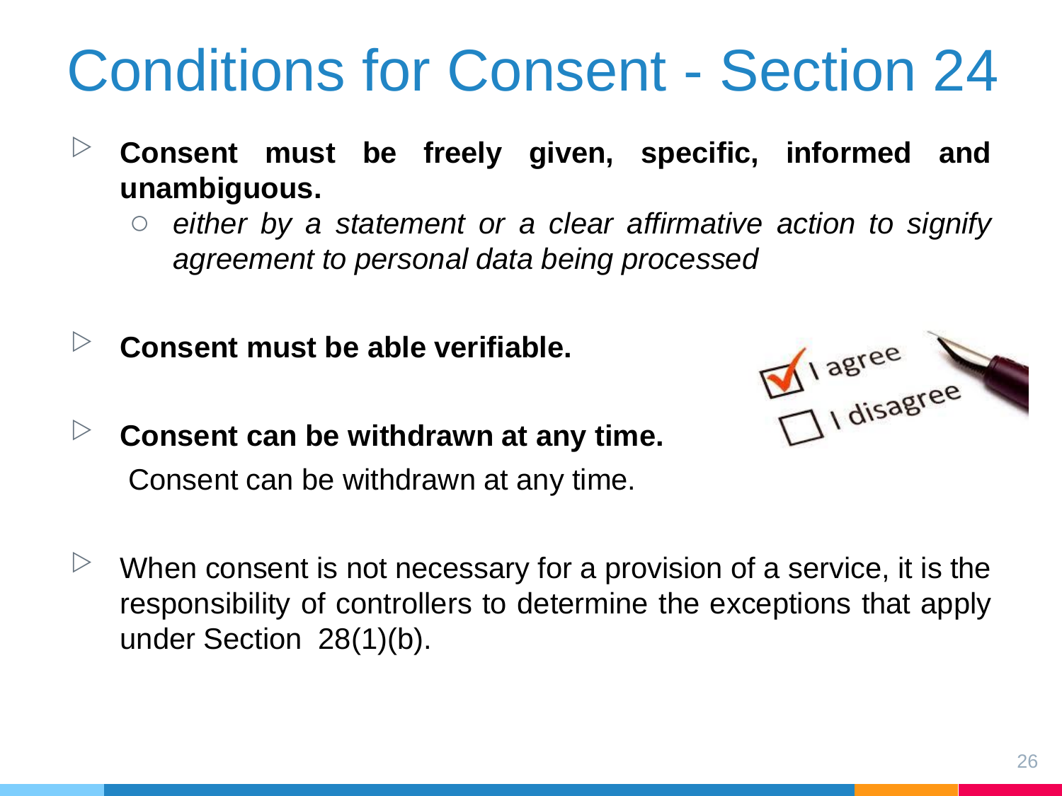# Conditions for Consent - Section 24

- **Consent must be freely given, specific, informed and unambiguous.**
  - *either by a statement or a clear affirmative action to signify agreement to personal data being processed*

- **Consent must be able verifiable.**

- **Consent can be withdrawn at any time.**
  Consent can be withdrawn at any time.

- When consent is not necessary for a provision of a service, it is the responsibility of controllers to determine the exceptions that apply under Section 28(1)(b).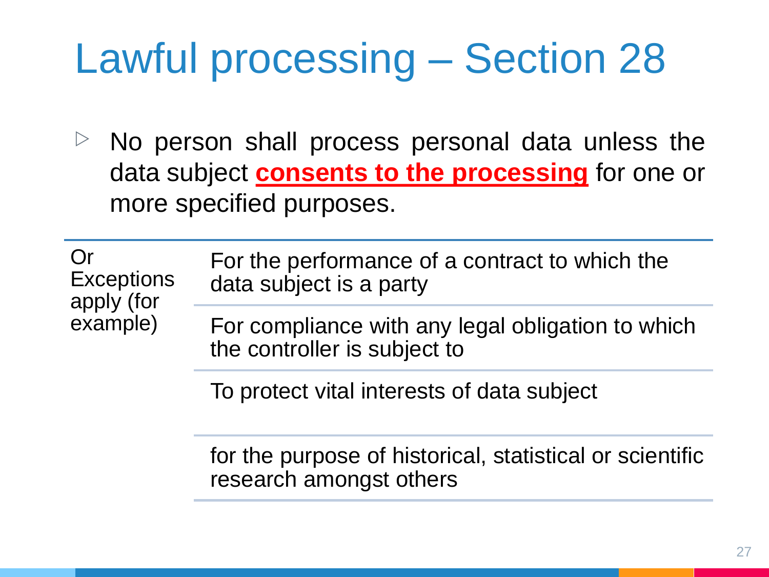# Lawful processing – Section 28

- No person shall process personal data unless the data subject **consents to the processing** for one or more specified purposes.

| Or Exceptions apply (for example) | For the performance of a contract to which the data subject is a party |
|---|---|
| | For compliance with any legal obligation to which the controller is subject to |
| | To protect vital interests of data subject |
| | for the purpose of historical, statistical or scientific research amongst others |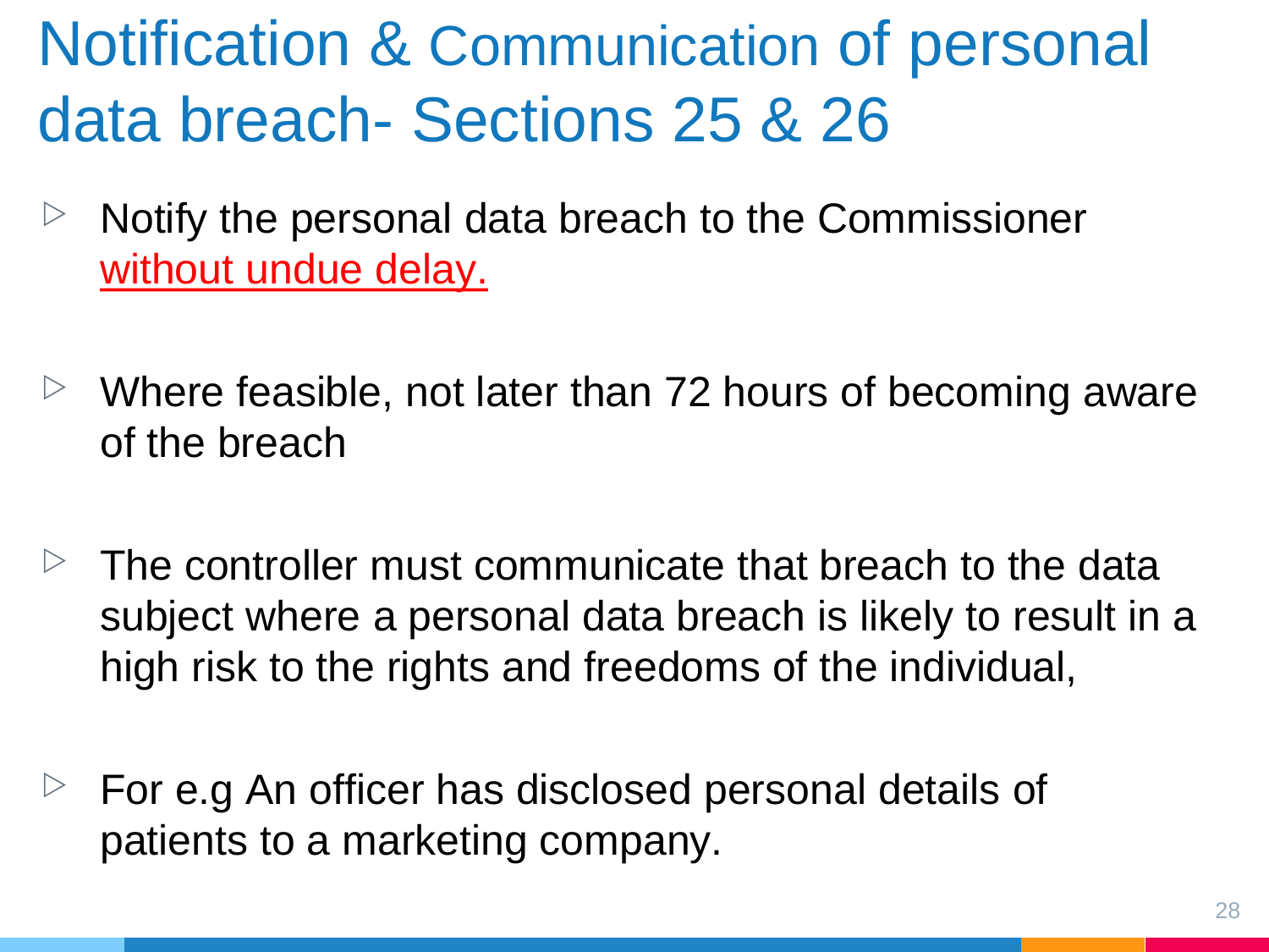# Notification & Communication of personal data breach- Sections 25 & 26

- Notify the personal data breach to the Commissioner without undue delay.
- Where feasible, not later than 72 hours of becoming aware of the breach
- The controller must communicate that breach to the data subject where a personal data breach is likely to result in a high risk to the rights and freedoms of the individual,
- For e.g An officer has disclosed personal details of patients to a marketing company.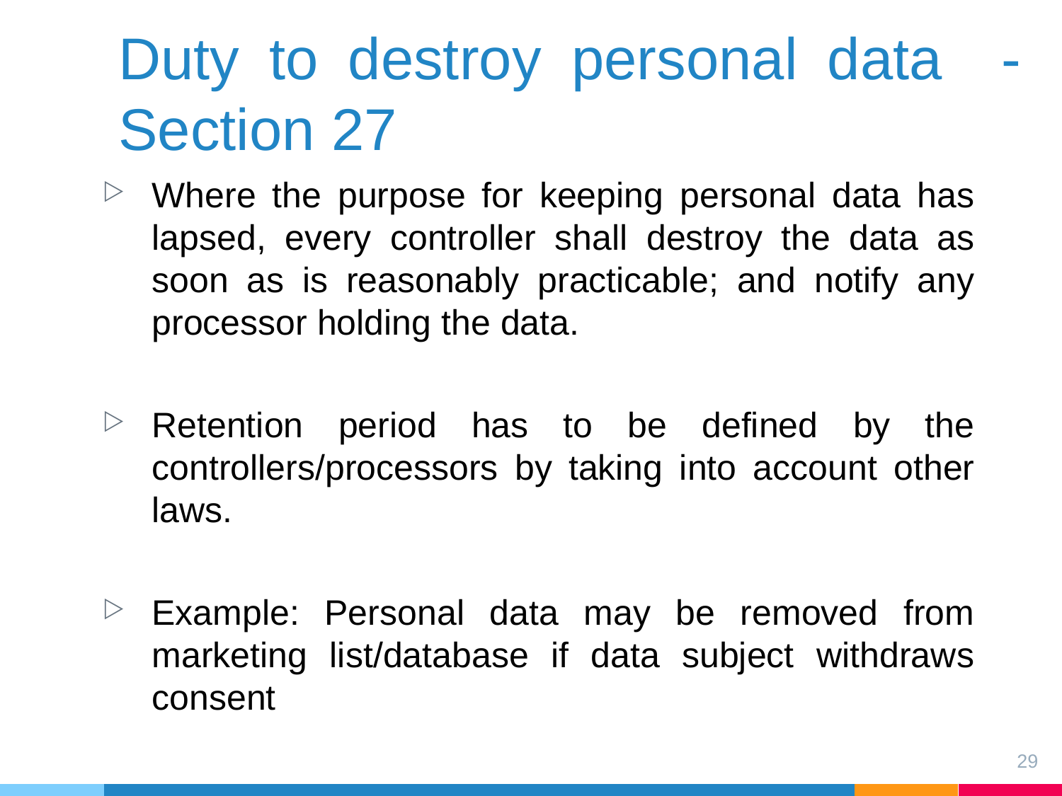# Duty to destroy personal data - Section 27

- Where the purpose for keeping personal data has lapsed, every controller shall destroy the data as soon as is reasonably practicable; and notify any processor holding the data.

- Retention period has to be defined by the controllers/processors by taking into account other laws.

- Example: Personal data may be removed from marketing list/database if data subject withdraws consent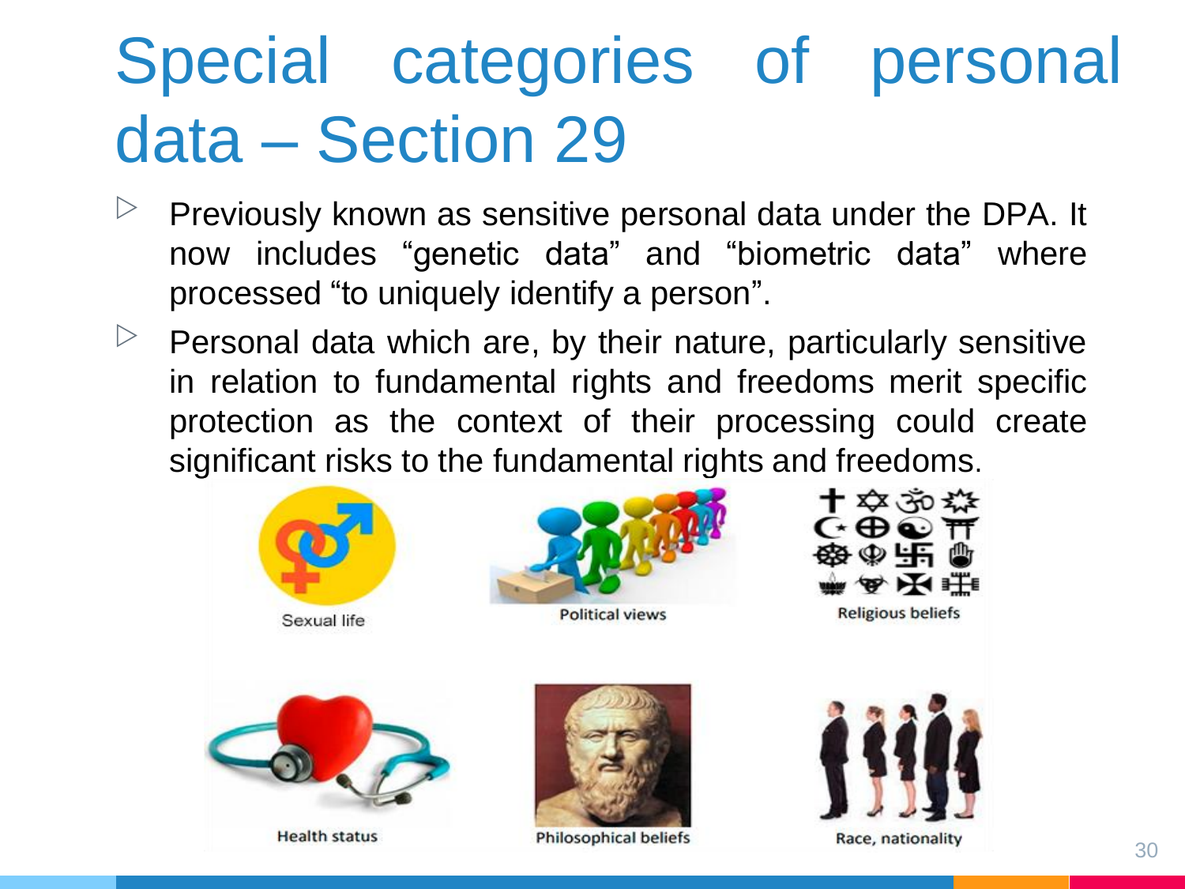# Special categories of personal data – Section 29

- Previously known as sensitive personal data under the DPA. It now includes "genetic data" and "biometric data" where processed "to uniquely identify a person".
- Personal data which are, by their nature, particularly sensitive in relation to fundamental rights and freedoms merit specific protection as the context of their processing could create significant risks to the fundamental rights and freedoms.

Sexual life

Political views

Religious beliefs

Health status

Philosophical beliefs

Race, nationality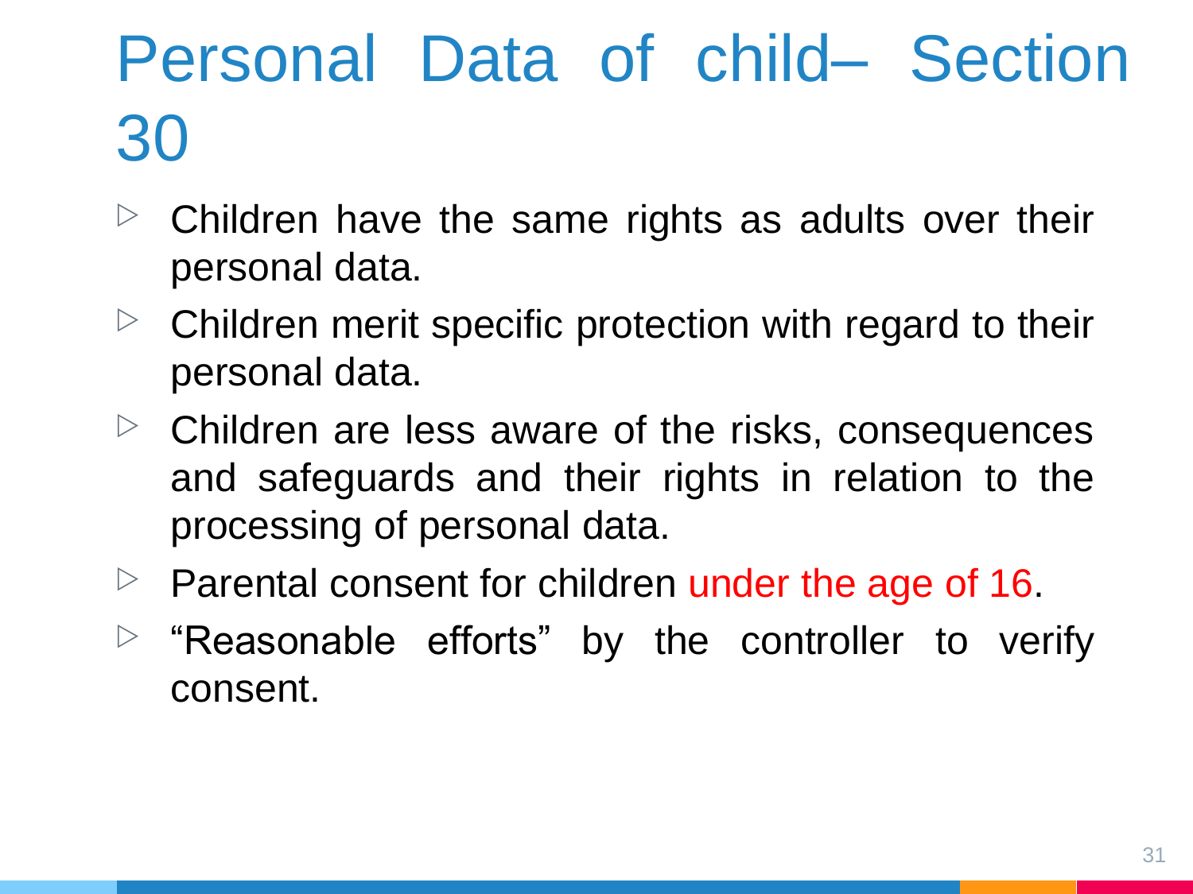# Personal Data of child– Section 30

- Children have the same rights as adults over their personal data.
- Children merit specific protection with regard to their personal data.
- Children are less aware of the risks, consequences and safeguards and their rights in relation to the processing of personal data.
- Parental consent for children under the age of 16.
- "Reasonable efforts" by the controller to verify consent.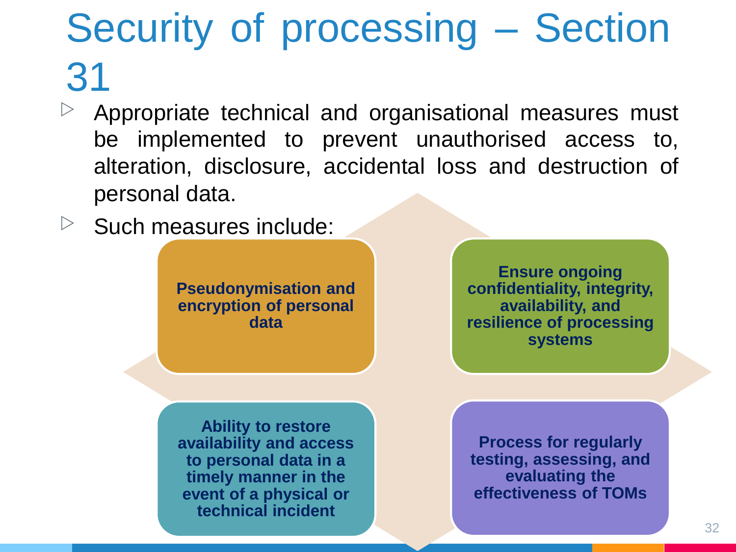# Security of processing – Section 31

- Appropriate technical and organisational measures must be implemented to prevent unauthorised access to, alteration, disclosure, accidental loss and destruction of personal data.
- Such measures include:

**Pseudonymisation and encryption of personal data**

**Ensure ongoing confidentiality, integrity, availability, and resilience of processing systems**

**Ability to restore availability and access to personal data in a timely manner in the event of a physical or technical incident**

**Process for regularly testing, assessing, and evaluating the effectiveness of TOMs**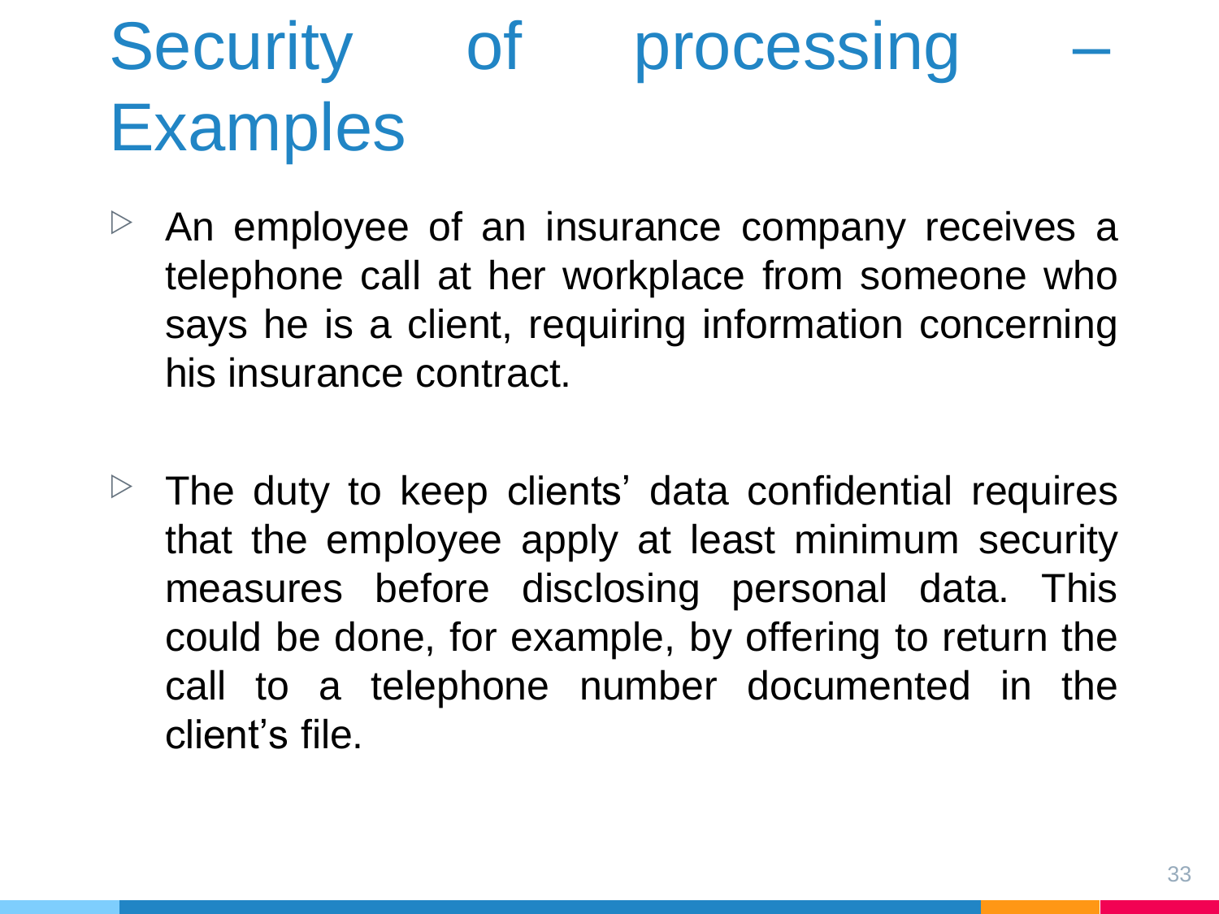# Security of processing – Examples

- An employee of an insurance company receives a telephone call at her workplace from someone who says he is a client, requiring information concerning his insurance contract.

- The duty to keep clients' data confidential requires that the employee apply at least minimum security measures before disclosing personal data. This could be done, for example, by offering to return the call to a telephone number documented in the client's file.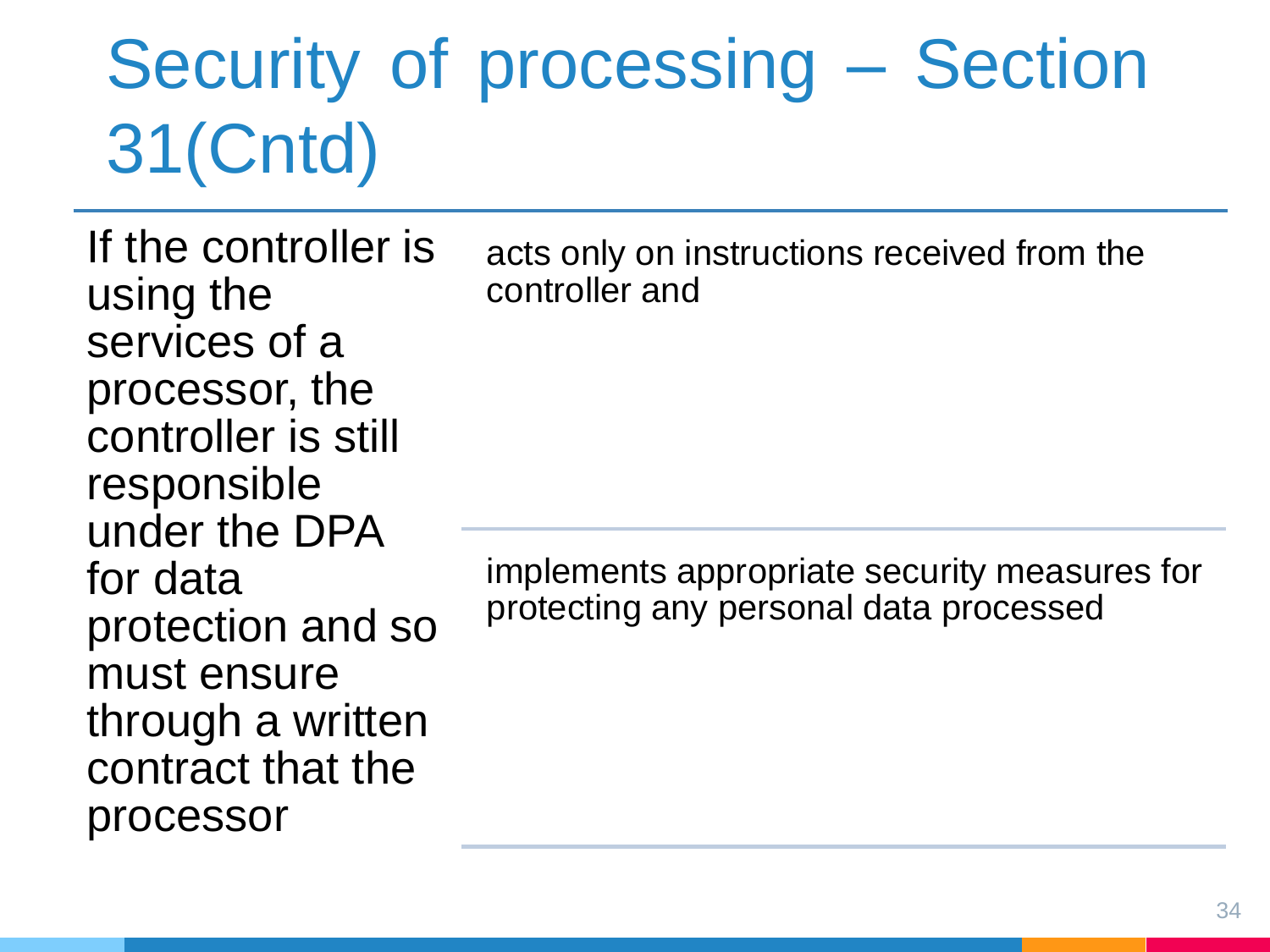# Security of processing – Section 31(Cntd)

If the controller is using the services of a processor, the controller is still responsible under the DPA for data protection and so must ensure through a written contract that the processor

- acts only on instructions received from the controller and
- implements appropriate security measures for protecting any personal data processed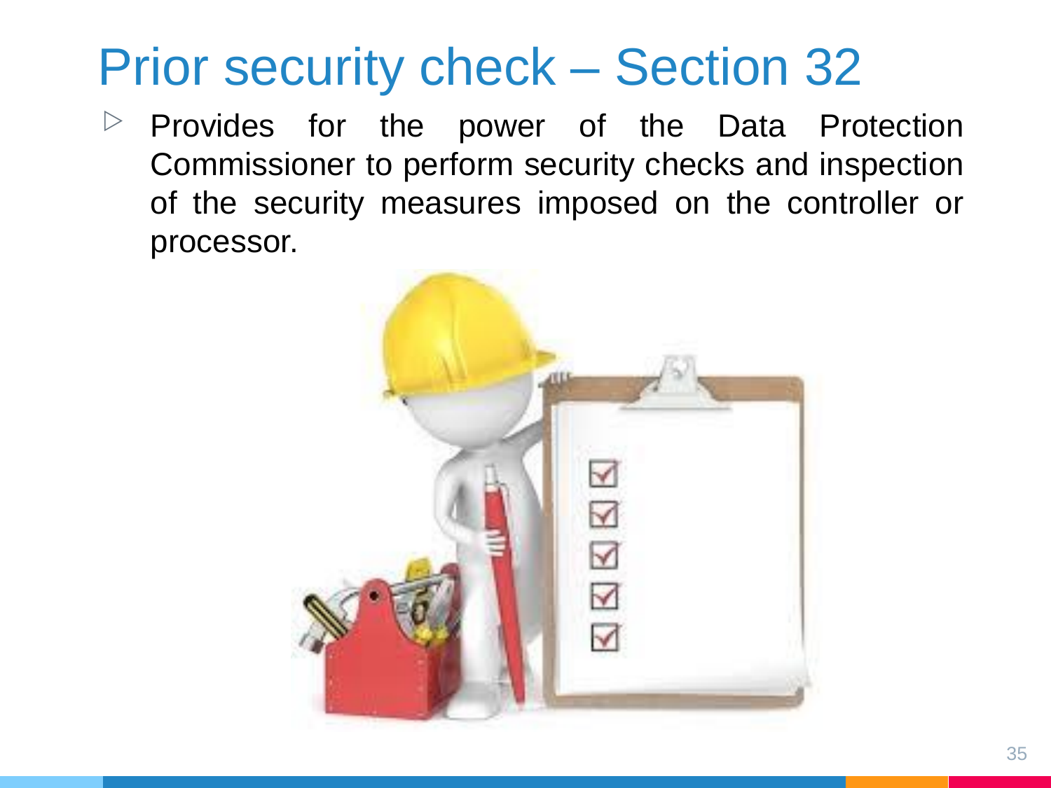# Prior security check – Section 32

- Provides for the power of the Data Protection Commissioner to perform security checks and inspection of the security measures imposed on the controller or processor.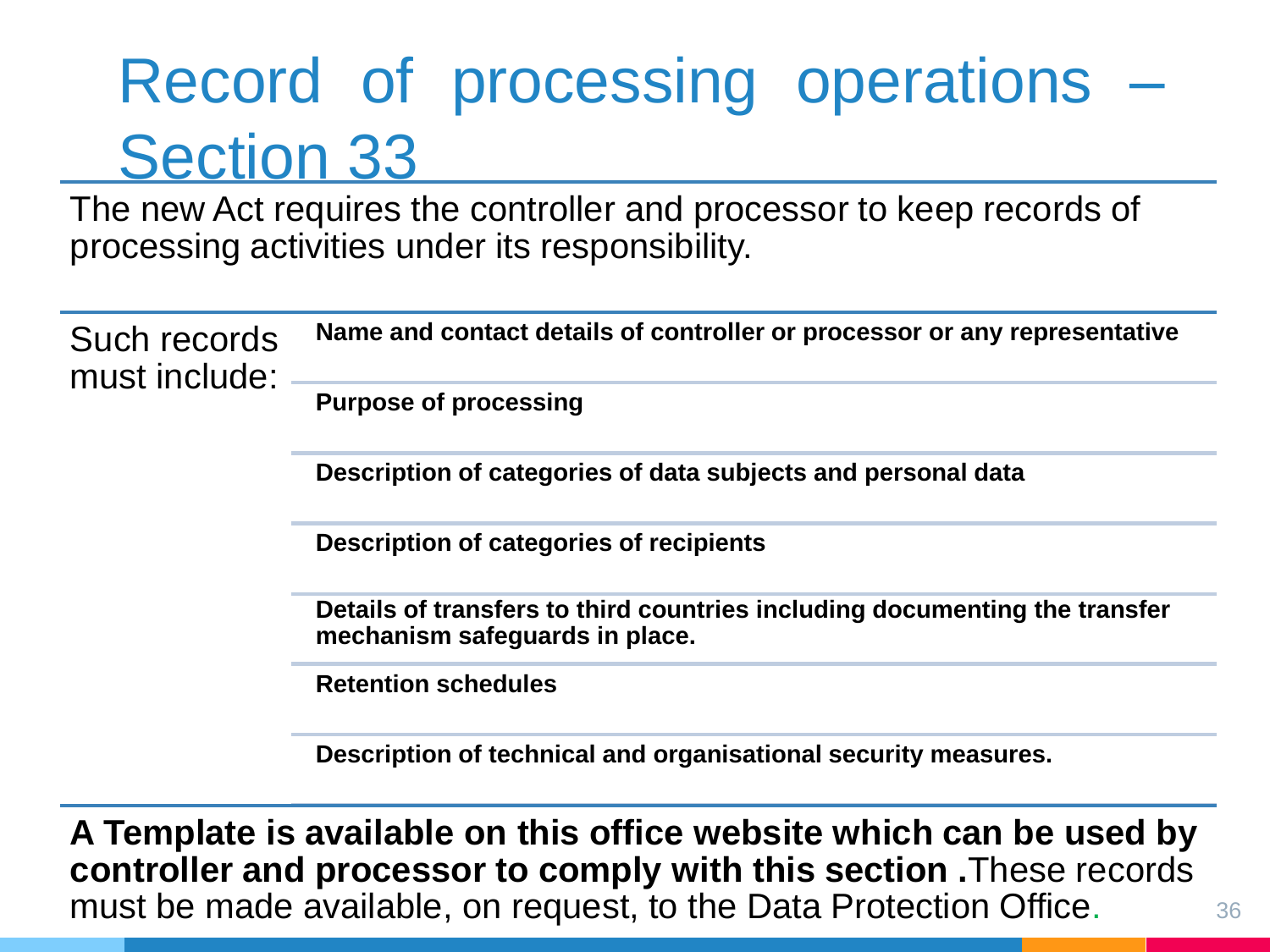# Record of processing operations – Section 33

The new Act requires the controller and processor to keep records of processing activities under its responsibility.

| Such records must include: | |
| --- | --- |
| | **Name and contact details of controller or processor or any representative** |
| | **Purpose of processing** |
| | **Description of categories of data subjects and personal data** |
| | **Description of categories of recipients** |
| | **Details of transfers to third countries including documenting the transfer mechanism safeguards in place.** |
| | **Retention schedules** |
| | **Description of technical and organisational security measures.** |

**A Template is available on this office website which can be used by controller and processor to comply with this section .**These records must be made available, on request, to the Data Protection Office.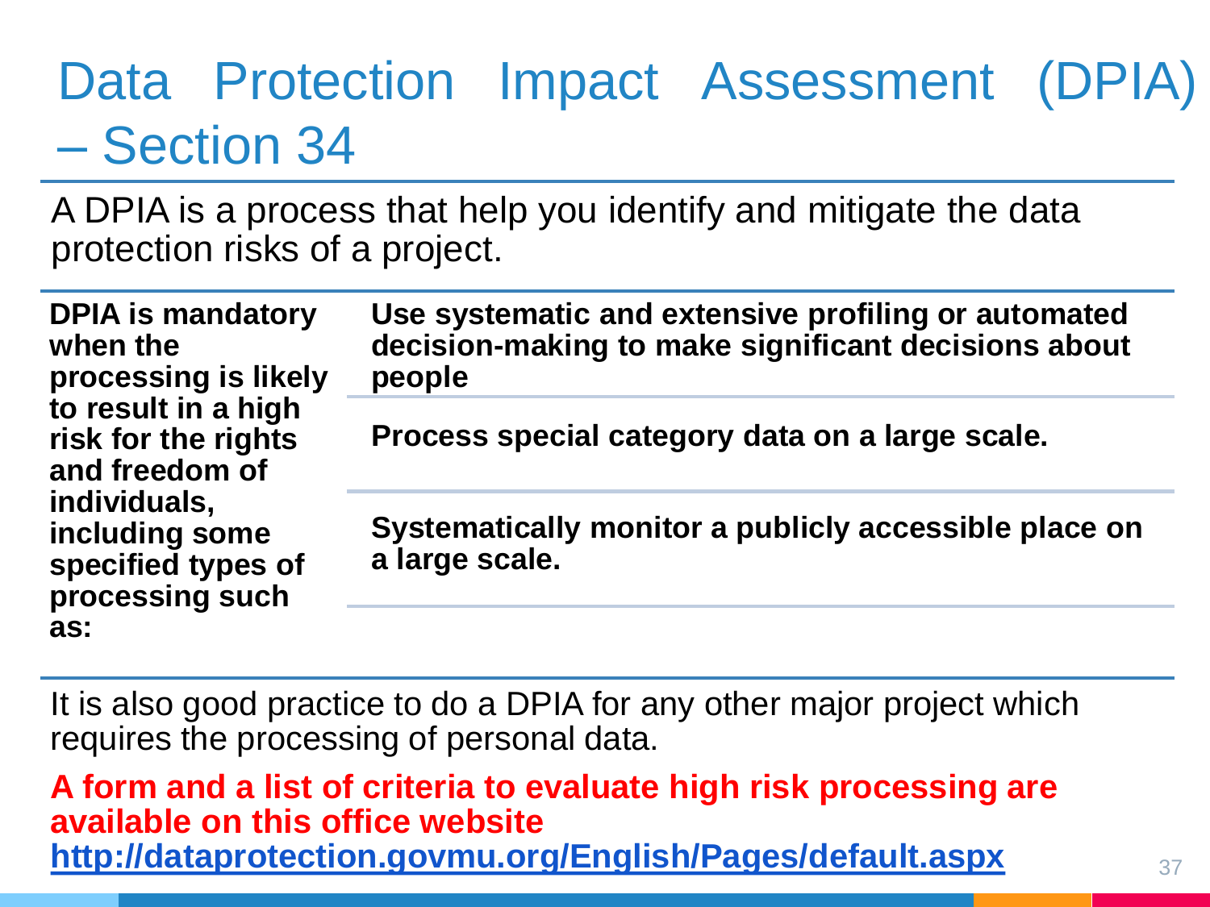# Data Protection Impact Assessment (DPIA) – Section 34

A DPIA is a process that help you identify and mitigate the data protection risks of a project.

| DPIA is mandatory when the processing is likely to result in a high risk for the rights and freedom of individuals, including some specified types of processing such as: | Use systematic and extensive profiling or automated decision-making to make significant decisions about people |
|---|---|
| | Process special category data on a large scale. |
| | Systematically monitor a publicly accessible place on a large scale. |

It is also good practice to do a DPIA for any other major project which requires the processing of personal data.

**A form and a list of criteria to evaluate high risk processing are available on this office website**
**http://dataprotection.govmu.org/English/Pages/default.aspx**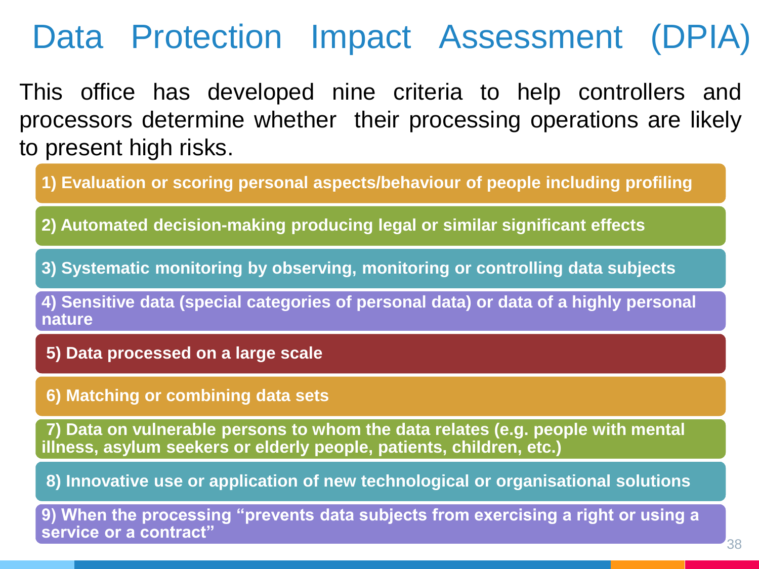# Data Protection Impact Assessment (DPIA)

This office has developed nine criteria to help controllers and processors determine whether their processing operations are likely to present high risks.

**1) Evaluation or scoring personal aspects/behaviour of people including profiling**

**2) Automated decision-making producing legal or similar significant effects**

**3) Systematic monitoring by observing, monitoring or controlling data subjects**

**4) Sensitive data (special categories of personal data) or data of a highly personal nature**

**5) Data processed on a large scale**

**6) Matching or combining data sets**

**7) Data on vulnerable persons to whom the data relates (e.g. people with mental illness, asylum seekers or elderly people, patients, children, etc.)**

**8) Innovative use or application of new technological or organisational solutions**

**9) When the processing "prevents data subjects from exercising a right or using a service or a contract"**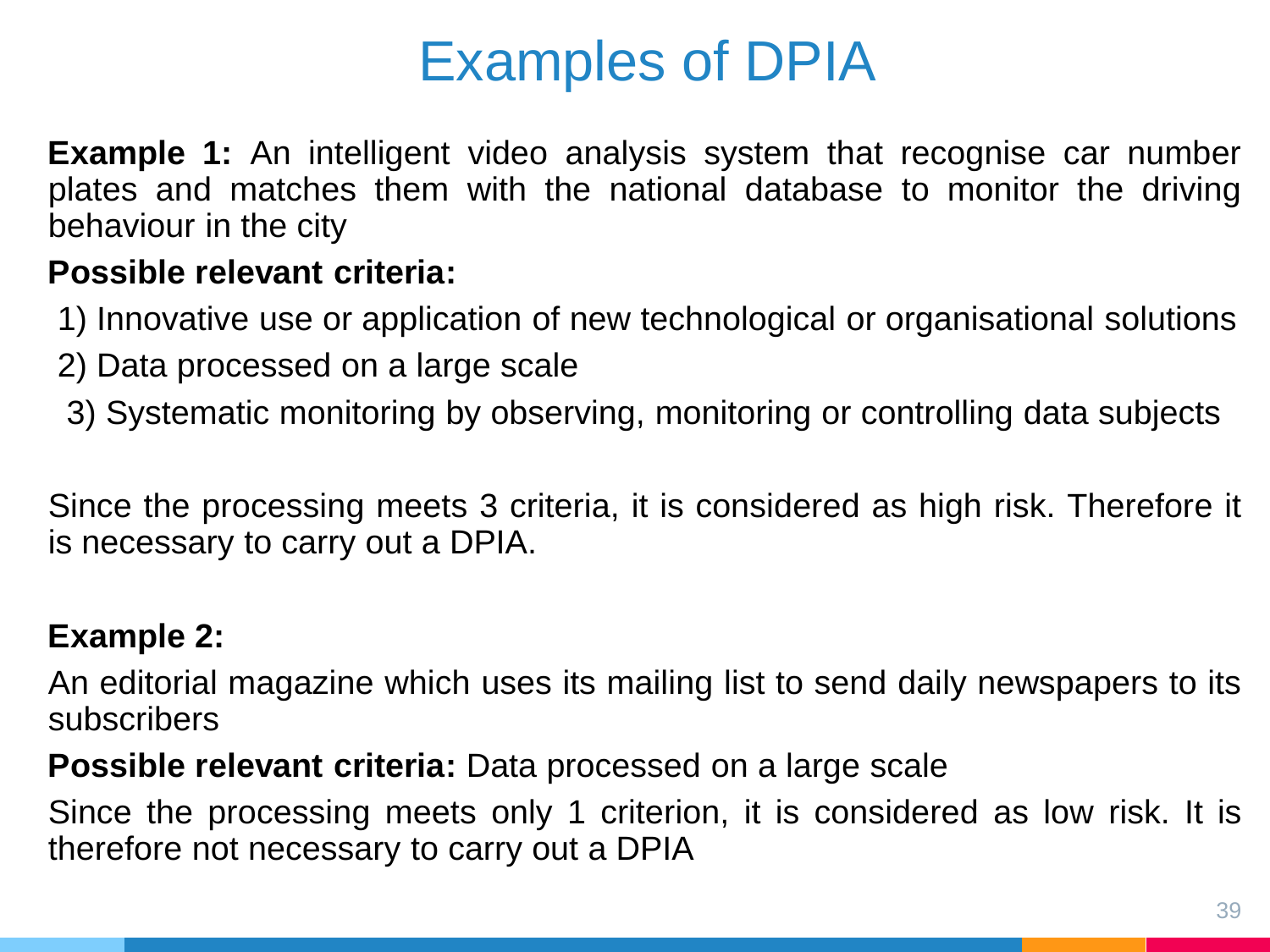# Examples of DPIA

**Example 1:** An intelligent video analysis system that recognise car number plates and matches them with the national database to monitor the driving behaviour in the city

**Possible relevant criteria:**

1) Innovative use or application of new technological or organisational solutions
2) Data processed on a large scale
3) Systematic monitoring by observing, monitoring or controlling data subjects

Since the processing meets 3 criteria, it is considered as high risk. Therefore it is necessary to carry out a DPIA.

**Example 2:**

An editorial magazine which uses its mailing list to send daily newspapers to its subscribers

**Possible relevant criteria:** Data processed on a large scale

Since the processing meets only 1 criterion, it is considered as low risk. It is therefore not necessary to carry out a DPIA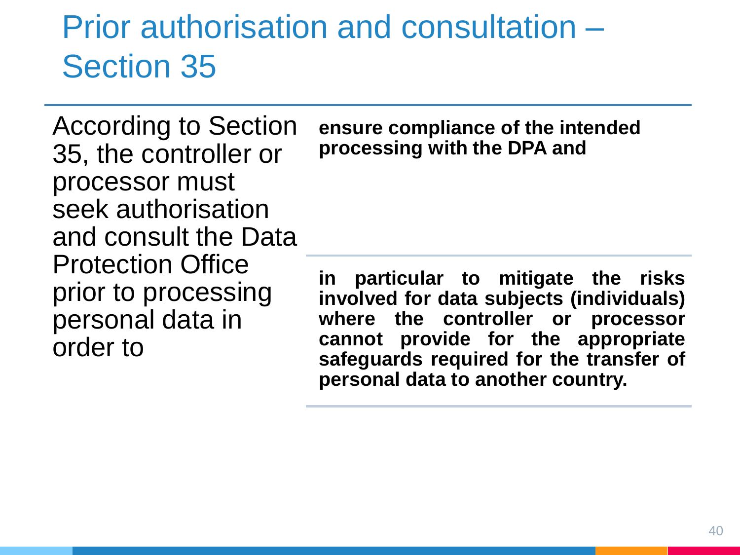# Prior authorisation and consultation – Section 35

According to Section 35, the controller or processor must seek authorisation and consult the Data Protection Office prior to processing personal data in order to

- **ensure compliance of the intended processing with the DPA and**
- **in particular to mitigate the risks involved for data subjects (individuals) where the controller or processor cannot provide for the appropriate safeguards required for the transfer of personal data to another country.**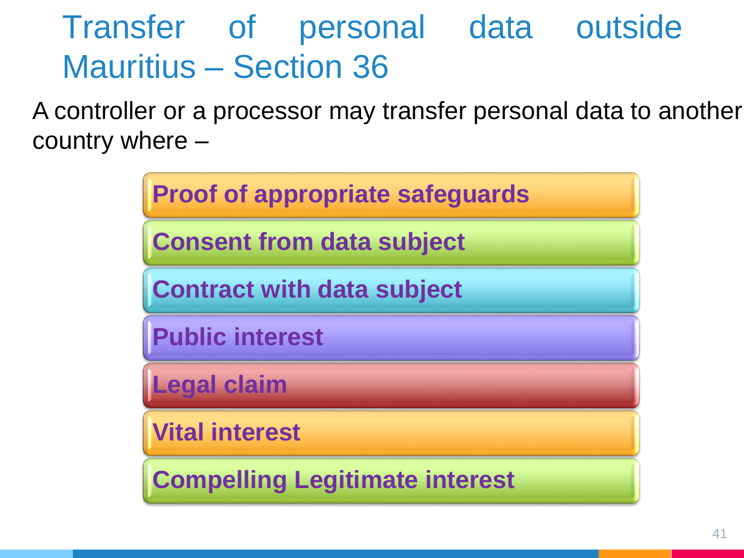# Transfer of personal data outside Mauritius – Section 36

A controller or a processor may transfer personal data to another country where –

- **Proof of appropriate safeguards**
- **Consent from data subject**
- **Contract with data subject**
- **Public interest**
- **Legal claim**
- **Vital interest**
- **Compelling Legitimate interest**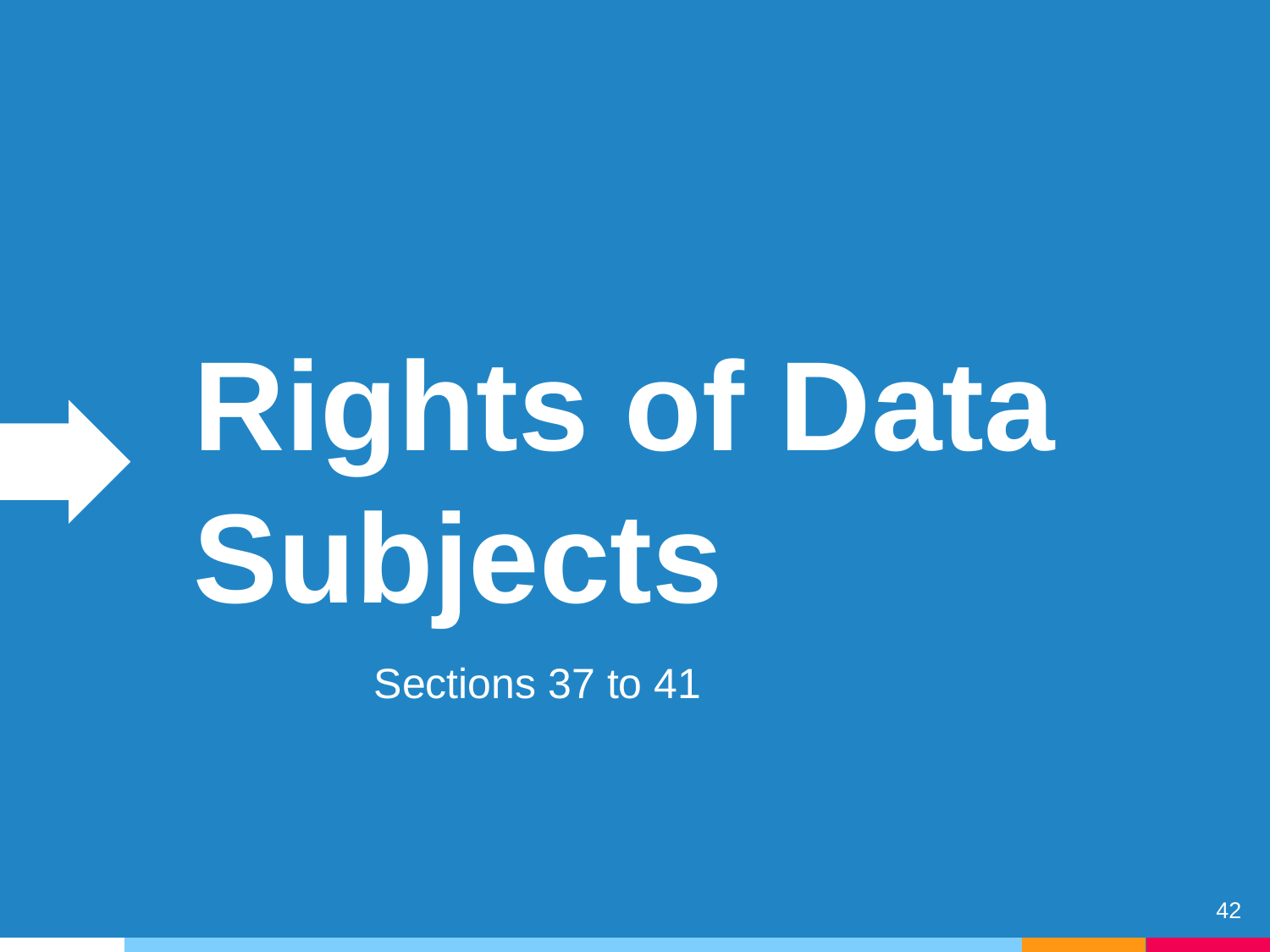# Rights of Data Subjects

Sections 37 to 41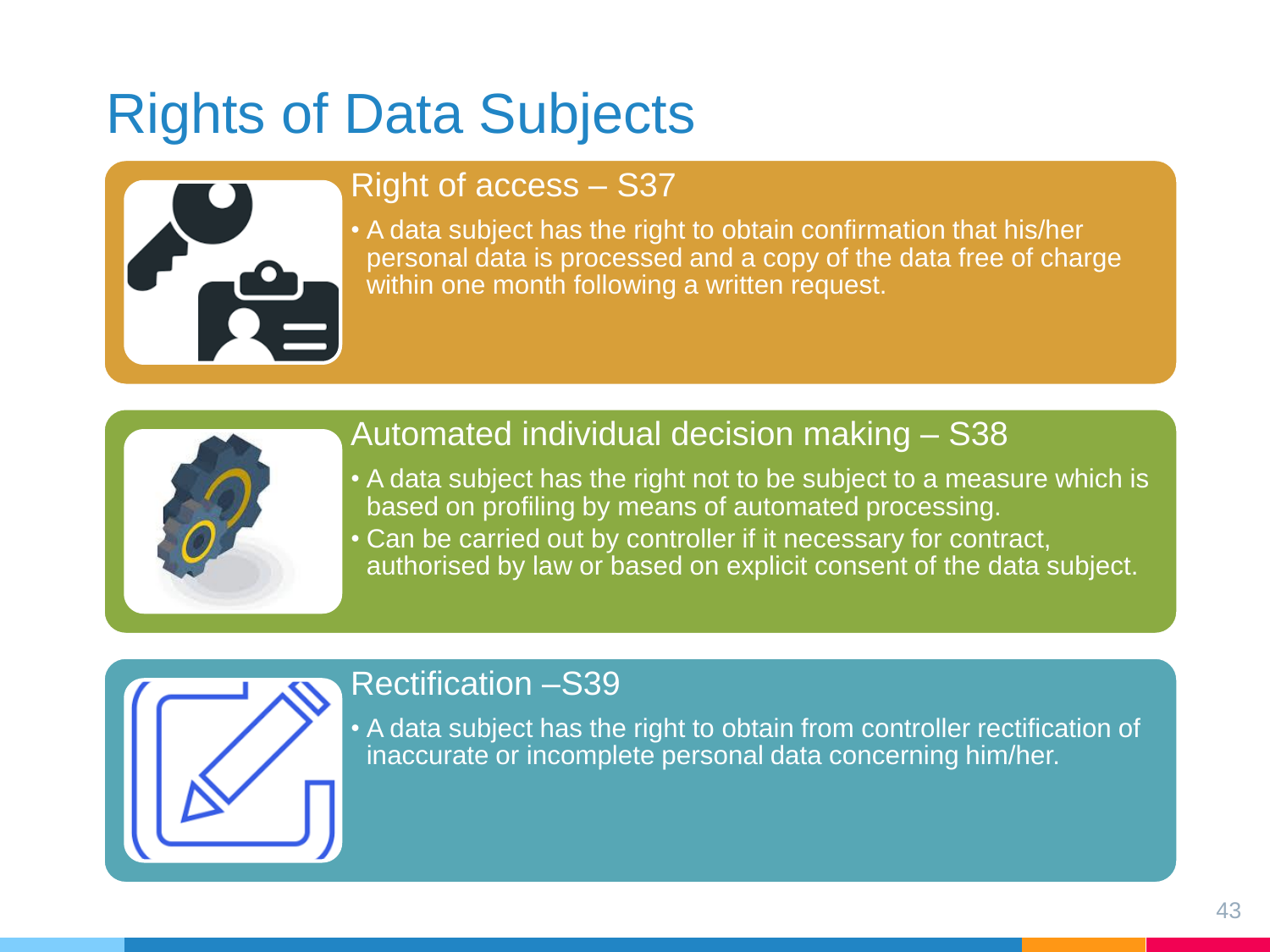# Rights of Data Subjects

## Right of access – S37

- A data subject has the right to obtain confirmation that his/her personal data is processed and a copy of the data free of charge within one month following a written request.

## Automated individual decision making – S38

- A data subject has the right not to be subject to a measure which is based on profiling by means of automated processing.
- Can be carried out by controller if it necessary for contract, authorised by law or based on explicit consent of the data subject.

## Rectification –S39

- A data subject has the right to obtain from controller rectification of inaccurate or incomplete personal data concerning him/her.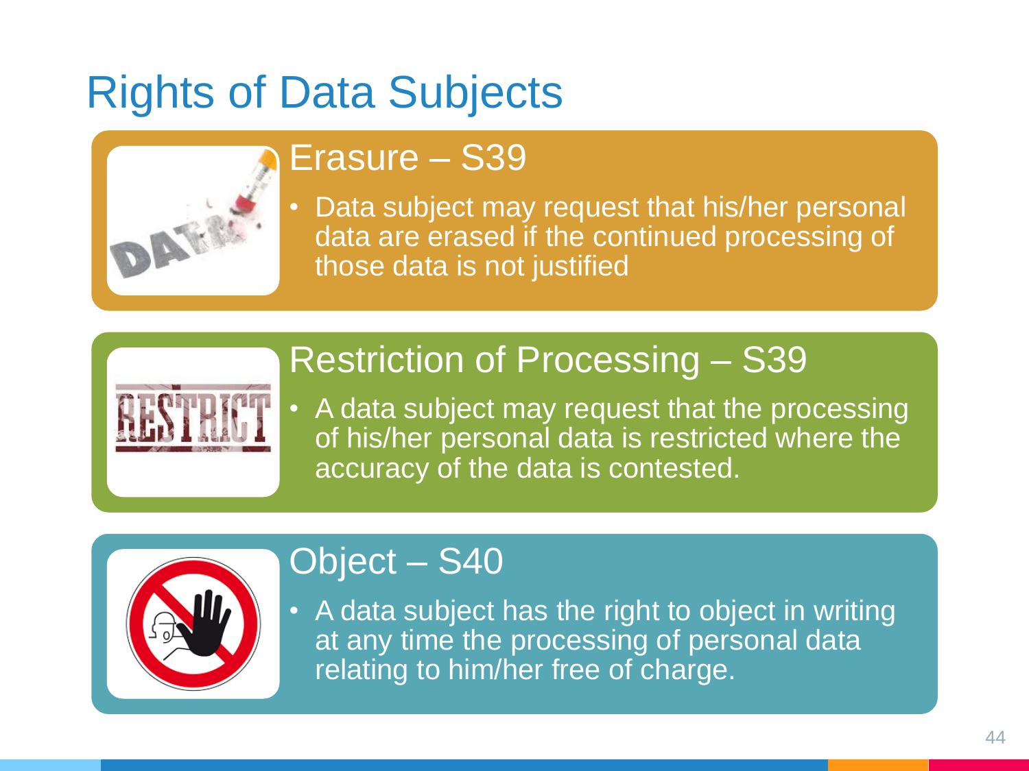# Rights of Data Subjects

## Erasure – S39

- Data subject may request that his/her personal data are erased if the continued processing of those data is not justified

## Restriction of Processing – S39

- A data subject may request that the processing of his/her personal data is restricted where the accuracy of the data is contested.

## Object – S40

- A data subject has the right to object in writing at any time the processing of personal data relating to him/her free of charge.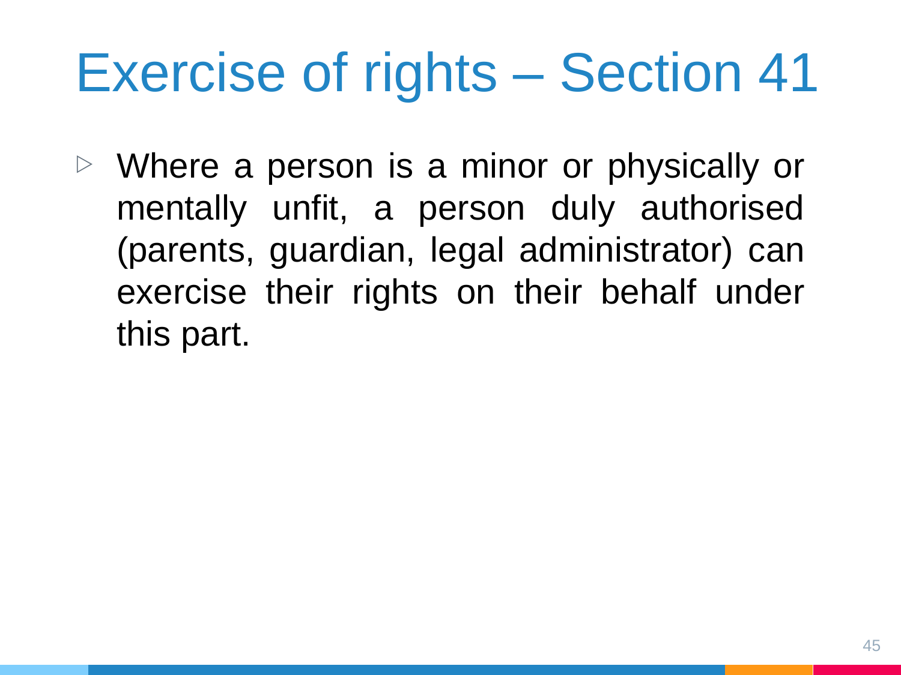# Exercise of rights – Section 41

- Where a person is a minor or physically or mentally unfit, a person duly authorised (parents, guardian, legal administrator) can exercise their rights on their behalf under this part.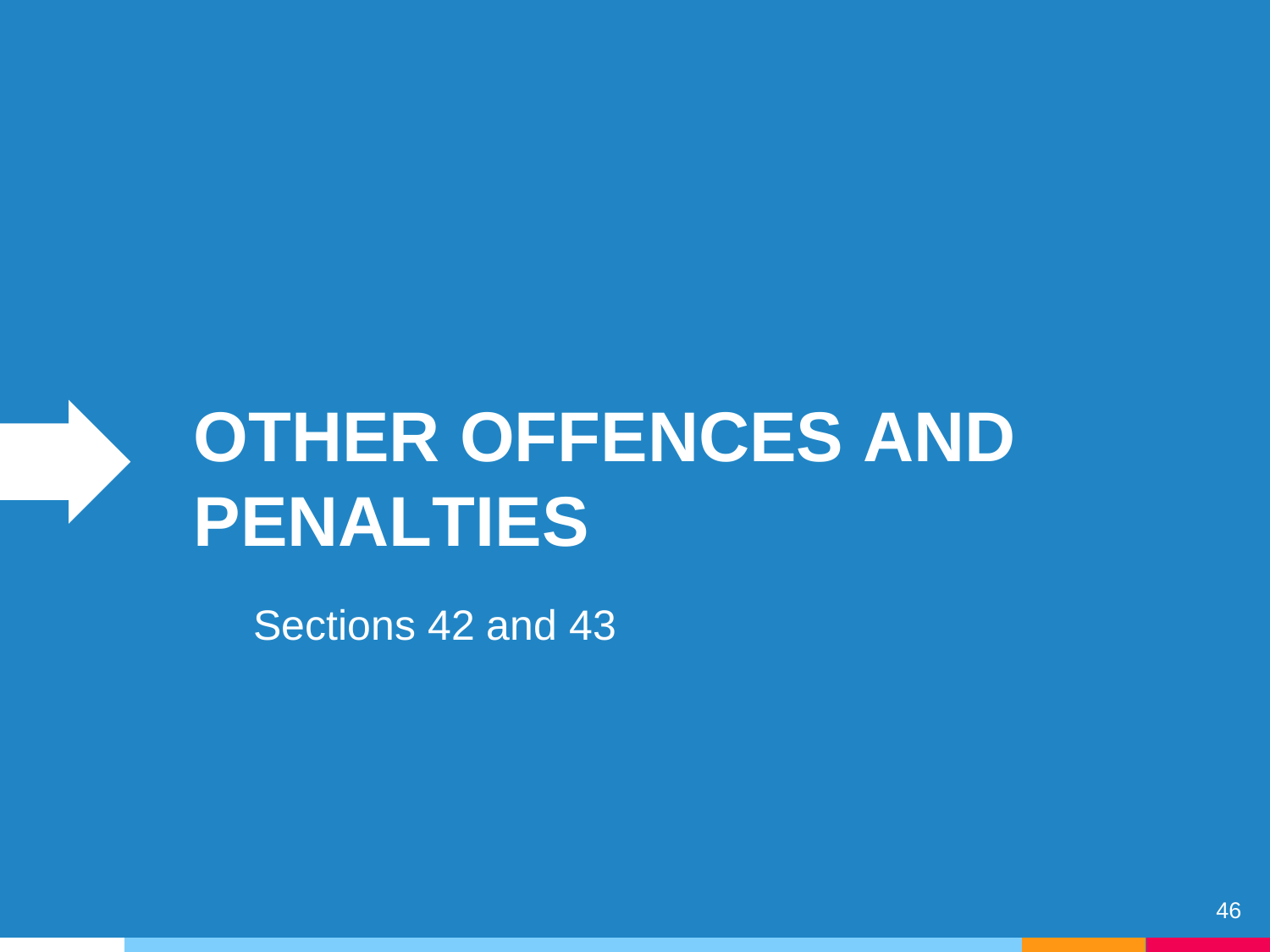# OTHER OFFENCES AND PENALTIES

Sections 42 and 43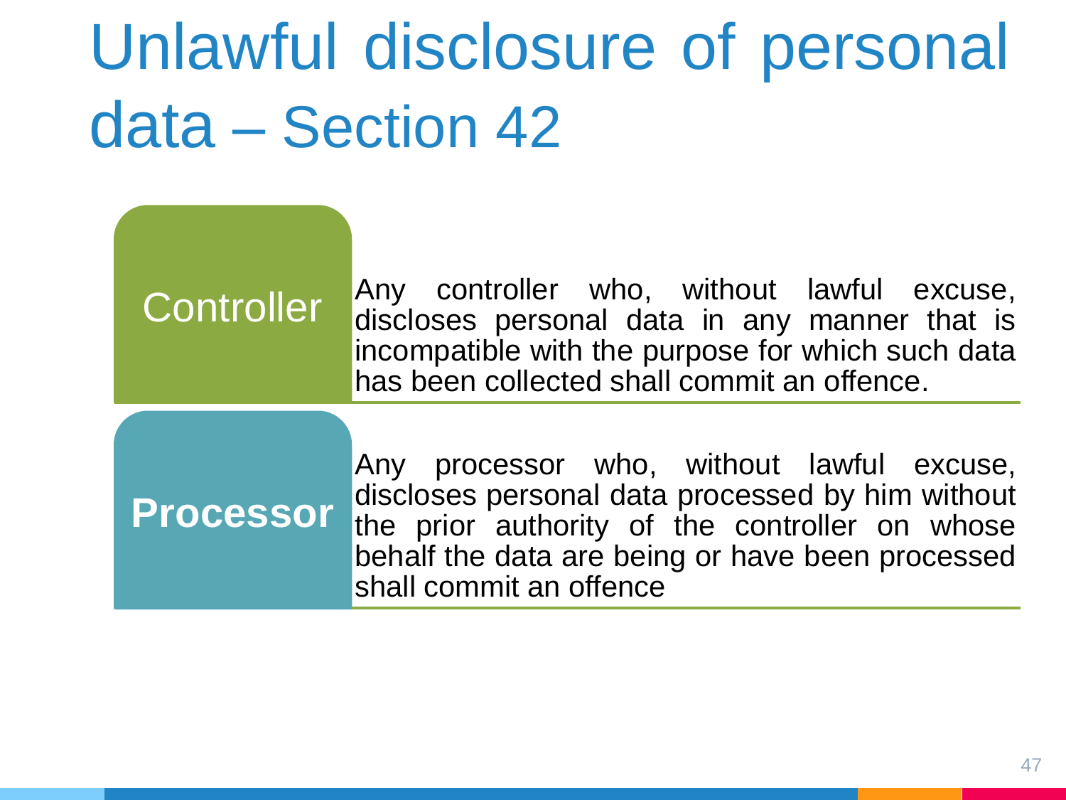# Unlawful disclosure of personal data – Section 42

| | |
|---|---|
| Controller | Any controller who, without lawful excuse, discloses personal data in any manner that is incompatible with the purpose for which such data has been collected shall commit an offence. |
| **Processor** | Any processor who, without lawful excuse, discloses personal data processed by him without the prior authority of the controller on whose behalf the data are being or have been processed shall commit an offence |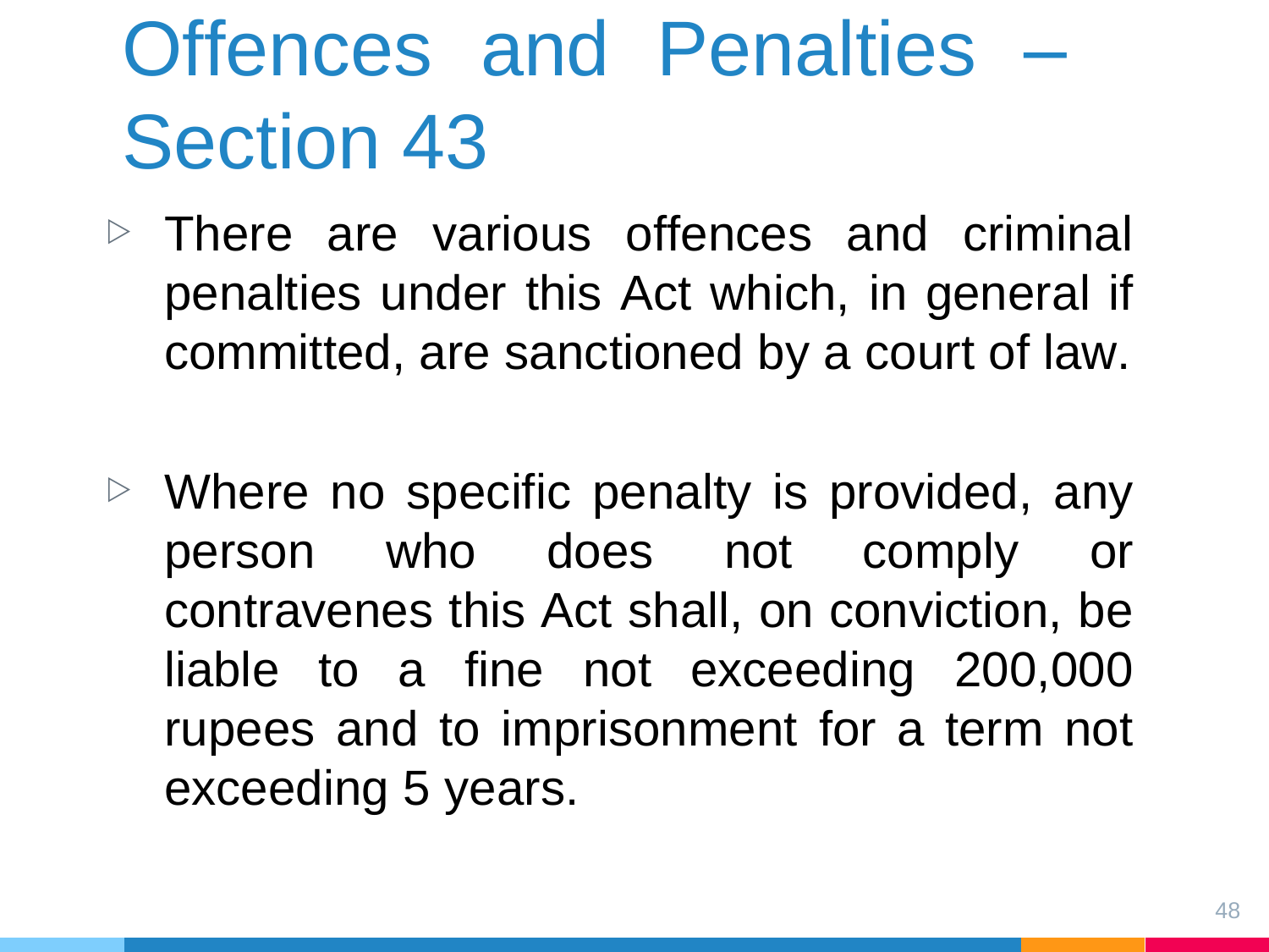# Offences and Penalties – Section 43

- There are various offences and criminal penalties under this Act which, in general if committed, are sanctioned by a court of law.

- Where no specific penalty is provided, any person who does not comply or contravenes this Act shall, on conviction, be liable to a fine not exceeding 200,000 rupees and to imprisonment for a term not exceeding 5 years.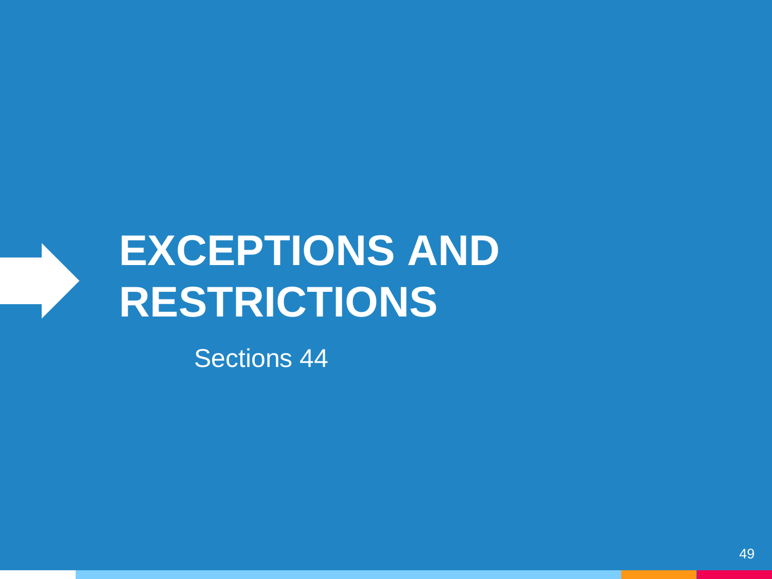# EXCEPTIONS AND RESTRICTIONS

Sections 44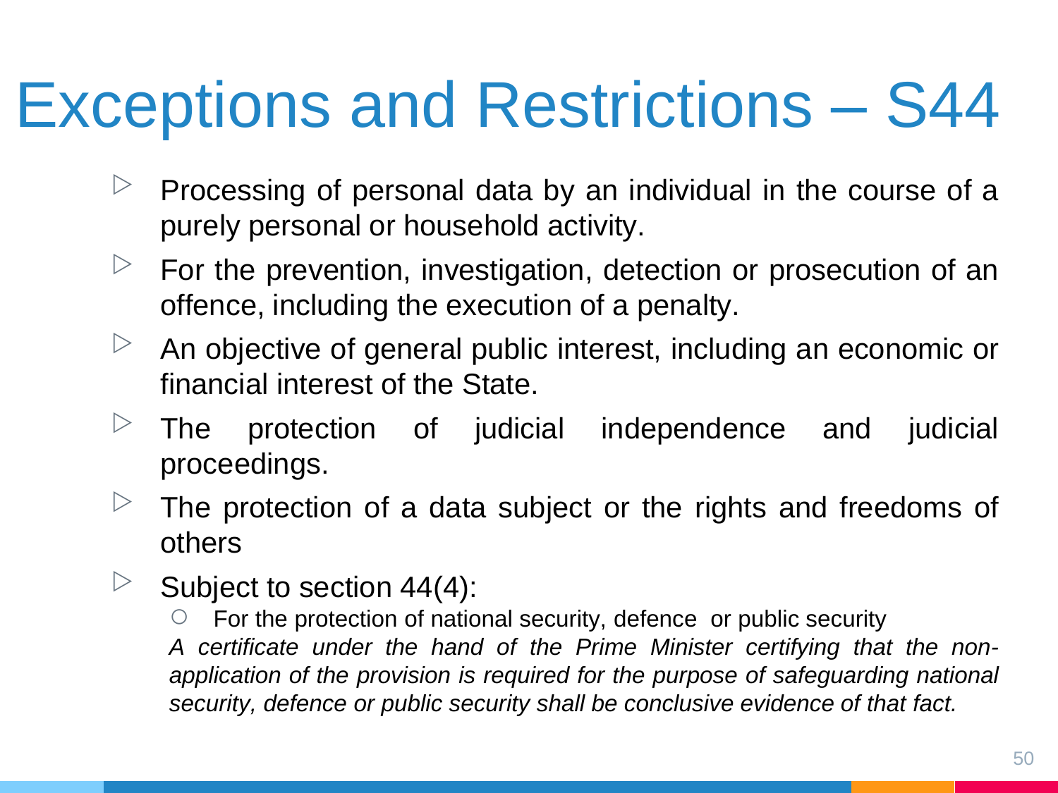# Exceptions and Restrictions – S44

- Processing of personal data by an individual in the course of a purely personal or household activity.
- For the prevention, investigation, detection or prosecution of an offence, including the execution of a penalty.
- An objective of general public interest, including an economic or financial interest of the State.
- The protection of judicial independence and judicial proceedings.
- The protection of a data subject or the rights and freedoms of others
- Subject to section 44(4):
  - For the protection of national security, defence or public security

  *A certificate under the hand of the Prime Minister certifying that the non-application of the provision is required for the purpose of safeguarding national security, defence or public security shall be conclusive evidence of that fact.*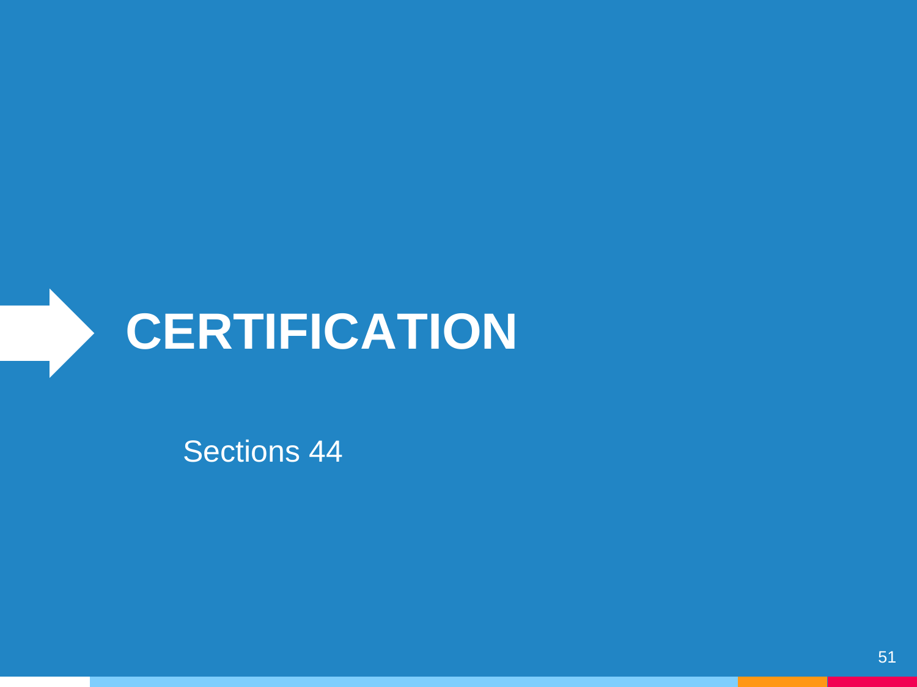# CERTIFICATION

Sections 44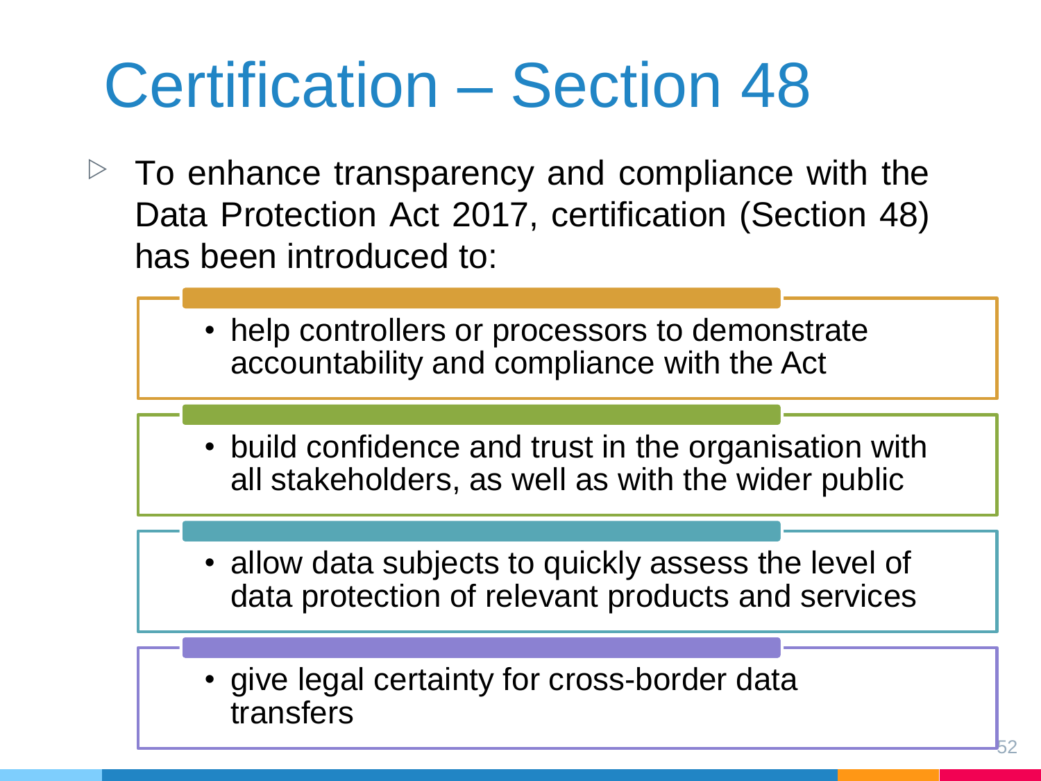# Certification – Section 48

- To enhance transparency and compliance with the Data Protection Act 2017, certification (Section 48) has been introduced to:
  - help controllers or processors to demonstrate accountability and compliance with the Act
  - build confidence and trust in the organisation with all stakeholders, as well as with the wider public
  - allow data subjects to quickly assess the level of data protection of relevant products and services
  - give legal certainty for cross-border data transfers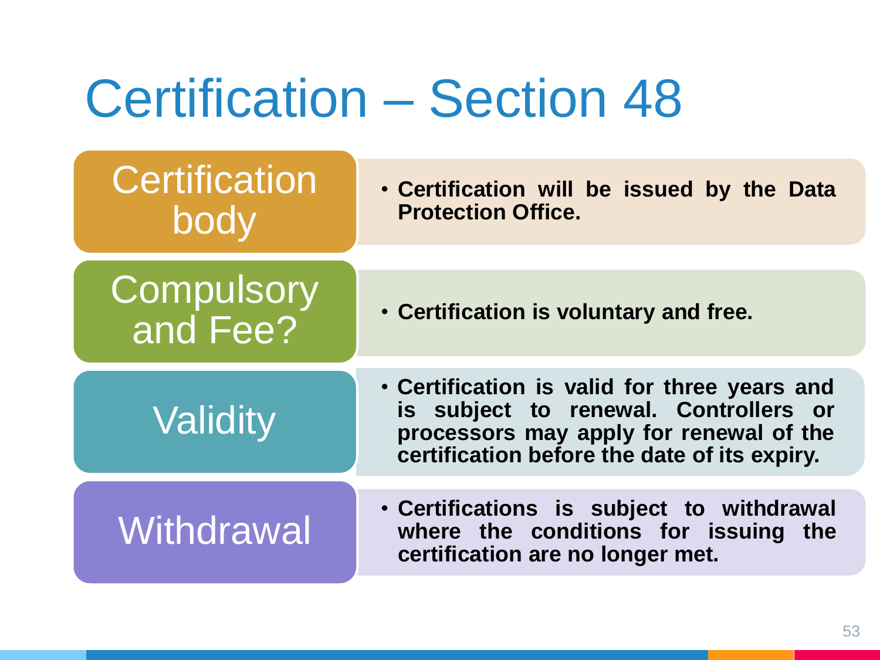# Certification – Section 48

| | |
|---|---|
| Certification body | • **Certification will be issued by the Data Protection Office.** |
| Compulsory and Fee? | • **Certification is voluntary and free.** |
| Validity | • **Certification is valid for three years and is subject to renewal. Controllers or processors may apply for renewal of the certification before the date of its expiry.** |
| Withdrawal | • **Certifications is subject to withdrawal where the conditions for issuing the certification are no longer met.** |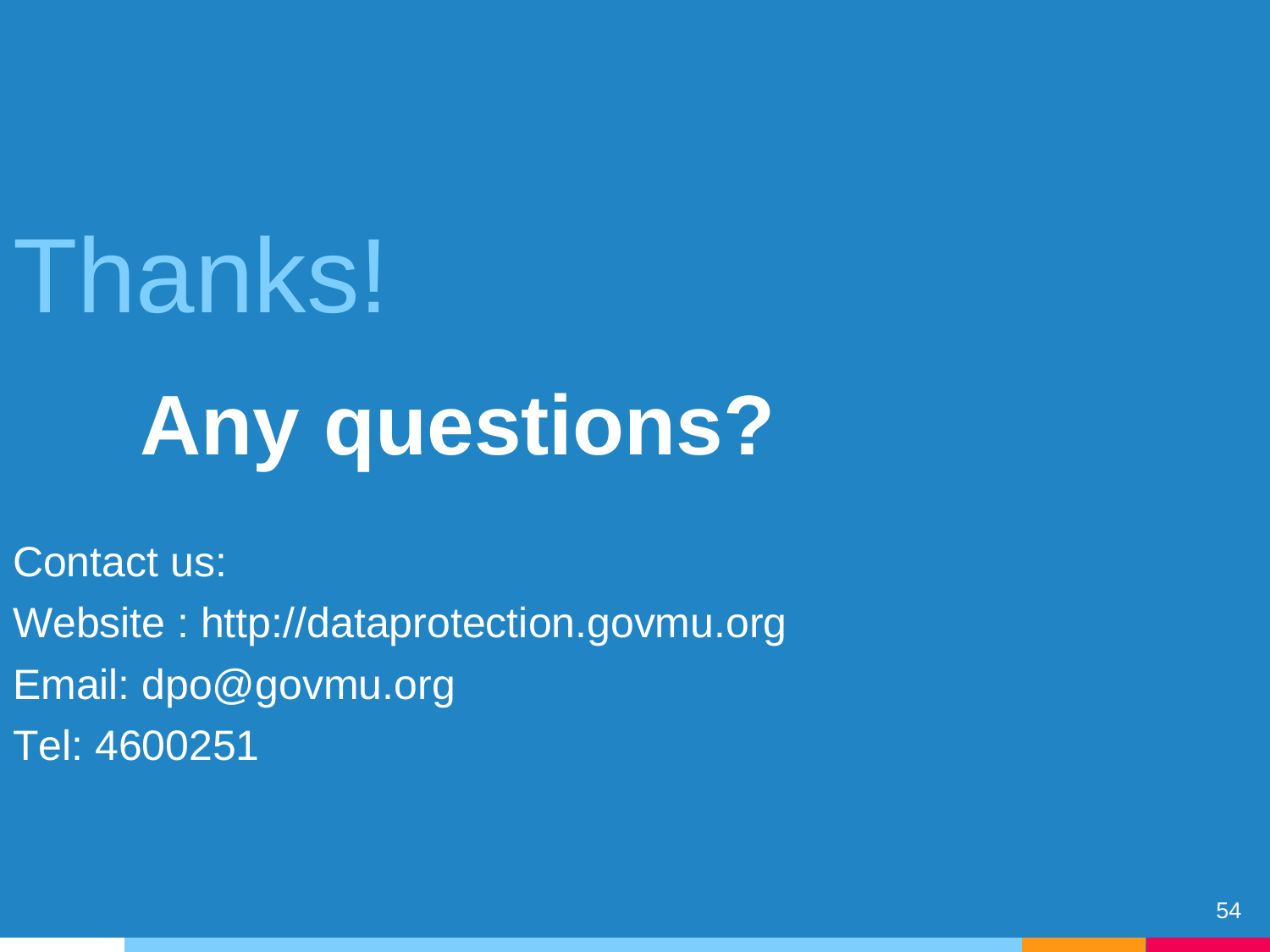# Thanks!

## **Any questions?**

Contact us:

Website : http://dataprotection.govmu.org

Email: dpo@govmu.org

Tel: 4600251